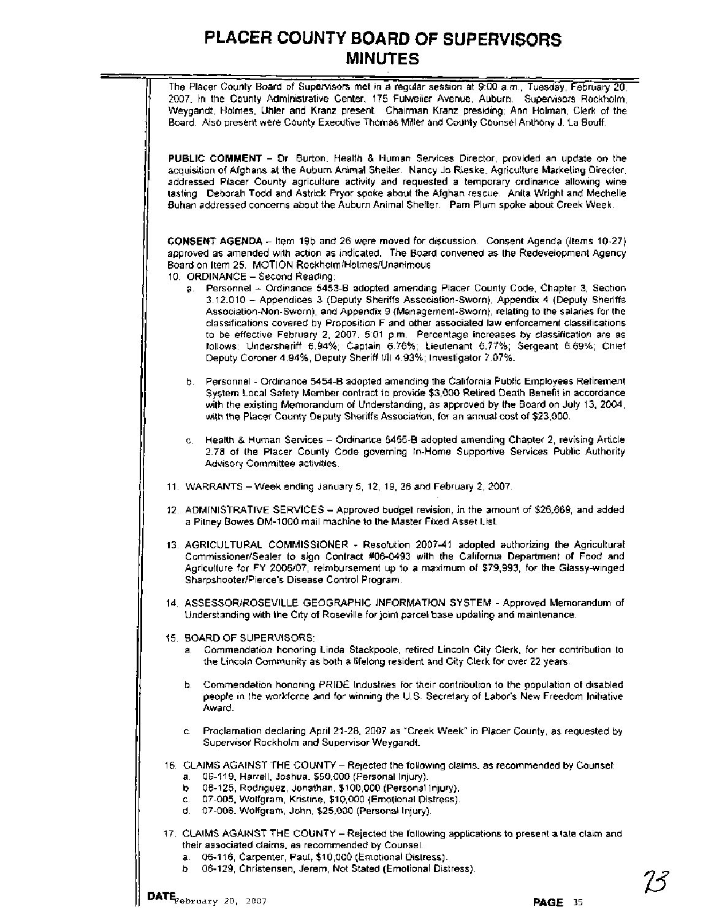# PLACER COUNTY BOARD OF SUPERVISORS MINUTES

The Placer County Board of Supervisors met in a regular session at 9:00 a.m., Tuesday, February 20, 2007, in the County Administrative Center, 175 Fulweiler Avenue, Auburn. Supervisors Rockholm, Weygandt, Holmes, Uhler and Kranz present. Chairman Kranz presiding; Ann Holman, Clerk of the Board. Also present were County Executive Thomas Miller and County Counsel Anthony J. La Bouff.

**PUBLIC COMMENT** – Dr. Burton, Health & Human Services Director, provided an update on the acquisition of Afghans at the Auburn Animal Shelter. Nancy Jo Rieske, Agriculture Marketing Director, addressed Placer County agriculture activity and requested a temporary ordinance allowing wine tasting. Deborah Todd and Astrick Pryor spoke about the Afghan rescue. Anita Wright and Mechelle Buhan addressed concerns about the Auburn Animal Shelter. Pam Plum spoke about Creek Week.

**CONSENT AGENDA** – Item 19b and 26 were moved for discussion. Consent Agenda (Items 10-27) approved as amended with action as indicated. The Board convened as the Redevelopment Agency Board on Item 25. MOTION Rockholm/Holmes/Unanimous

10. ORDINANCE – Second Reading:
    a. Personnel – Ordinance 5453-B adopted amending Placer County Code, Chapter 3, Section 3.12.010 – Appendices 3 (Deputy Sheriffs Association-Sworn), Appendix 4 (Deputy Sheriffs Association-Non-Sworn), and Appendix 9 (Management-Sworn), relating to the salaries for the classifications covered by Proposition F and other associated law enforcement classifications to be effective February 2, 2007, 5:01 p.m. Percentage increases by classification are as follows: Undersheriff 6.94%; Captain 6.76%; Lieutenant 6.77%; Sergeant 6.69%; Chief Deputy Coroner 4.94%, Deputy Sheriff I/II 4.93%; Investigator 7.07%.

    b. Personnel - Ordinance 5454-B adopted amending the California Public Employees Retirement System Local Safety Member contract to provide $3,000 Retired Death Benefit in accordance with the existing Memorandum of Understanding, as approved by the Board on July 13, 2004, with the Placer County Deputy Sheriffs Association, for an annual cost of $23,000.

    c. Health & Human Services – Ordinance 5455-B adopted amending Chapter 2, revising Article 2.78 of the Placer County Code governing In-Home Supportive Services Public Authority Advisory Committee activities.

11. WARRANTS – Week ending January 5, 12, 19, 26 and February 2, 2007.

12. ADMINISTRATIVE SERVICES – Approved budget revision, in the amount of $26,669, and added a Pitney Bowes DM-1000 mail machine to the Master Fixed Asset List.

13. AGRICULTURAL COMMISSIONER - Resolution 2007-41 adopted authorizing the Agricultural Commissioner/Sealer to sign Contract #06-0493 with the California Department of Food and Agriculture for FY 2006/07, reimbursement up to a maximum of $79,993, for the Glassy-winged Sharpshooter/Pierce's Disease Control Program.

14. ASSESSOR/ROSEVILLE GEOGRAPHIC INFORMATION SYSTEM - Approved Memorandum of Understanding with the City of Roseville for joint parcel base updating and maintenance.

15. BOARD OF SUPERVISORS:
    a. Commendation honoring Linda Stackpoole, retired Lincoln City Clerk, for her contribution to the Lincoln Community as both a lifelong resident and City Clerk for over 22 years.

    b. Commendation honoring PRIDE Industries for their contribution to the population of disabled people in the workforce and for winning the U.S. Secretary of Labor's New Freedom Initiative Award.

    c. Proclamation declaring April 21-28, 2007 as "Creek Week" in Placer County, as requested by Supervisor Rockholm and Supervisor Weygandt.

16. CLAIMS AGAINST THE COUNTY – Rejected the following claims, as recommended by Counsel:
    a. 06-119, Harrell, Joshua, $50,000 (Personal Injury).
    b. 06-125, Rodriguez, Jonathan, $100,000 (Personal Injury).
    c. 07-005, Wolfgram, Kristine, $10,000 (Emotional Distress).
    d. 07-006, Wolfgram, John, $25,000 (Personal Injury).

17. CLAIMS AGAINST THE COUNTY – Rejected the following applications to present a late claim and their associated claims, as recommended by Counsel.
    a. 06-116, Carpenter, Paul, $10,000 (Emotional Distress).
    b. 06-129, Christensen, Jerem, Not Stated (Emotional Distress).

**DATE** February 20, 2007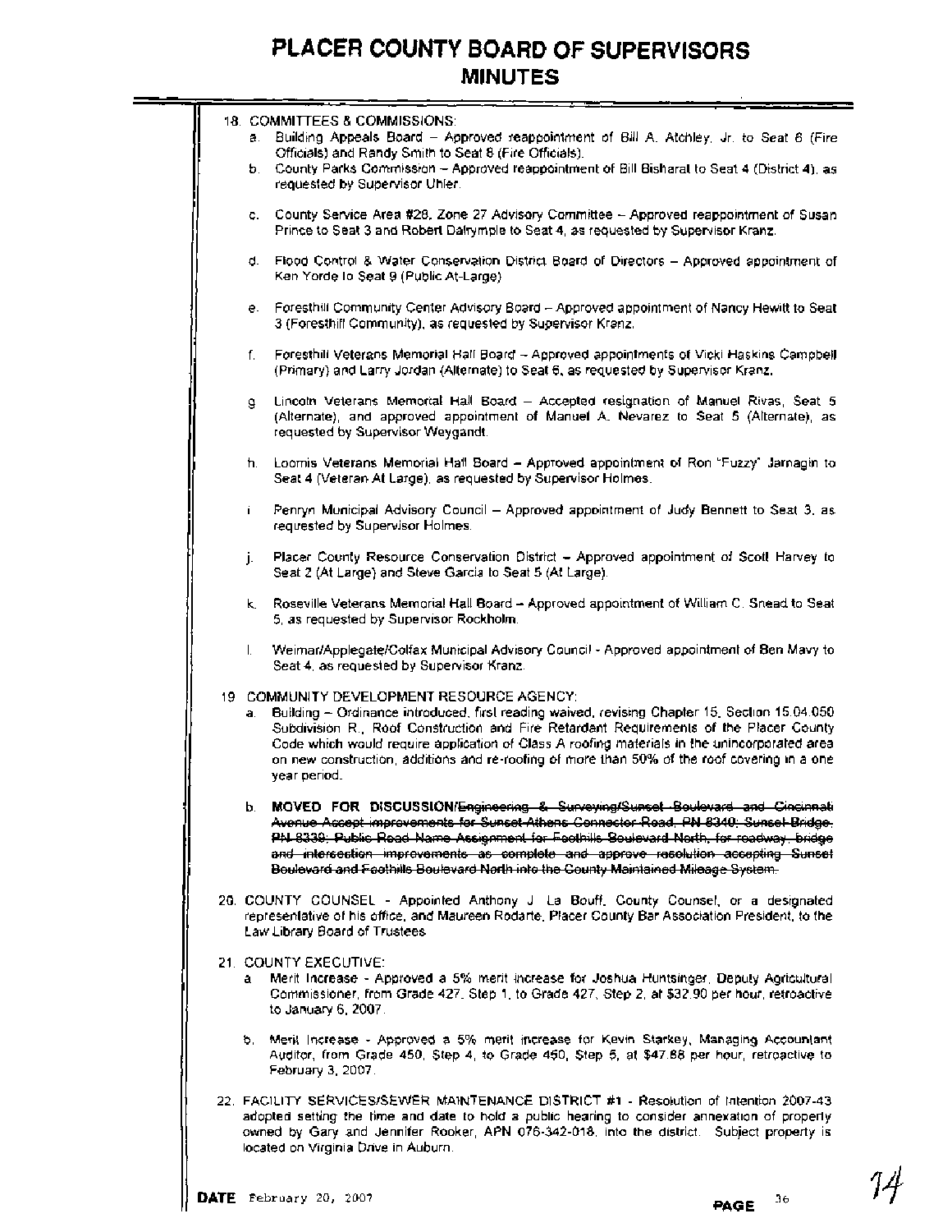# PLACER COUNTY BOARD OF SUPERVISORS
## MINUTES

18. COMMITTEES & COMMISSIONS:
    a. Building Appeals Board – Approved reappointment of Bill A. Atchley, Jr. to Seat 6 (Fire Officials) and Randy Smith to Seat 8 (Fire Officials).
    b. County Parks Commission – Approved reappointment of Bill Bisharat to Seat 4 (District 4), as requested by Supervisor Uhler.
    c. County Service Area #28, Zone 27 Advisory Committee – Approved reappointment of Susan Prince to Seat 3 and Robert Dalrymple to Seat 4, as requested by Supervisor Kranz.
    d. Flood Control & Water Conservation District Board of Directors – Approved appointment of Ken Yorde to Seat 9 (Public At-Large).
    e. Foresthill Community Center Advisory Board – Approved appointment of Nancy Hewitt to Seat 3 (Foresthill Community), as requested by Supervisor Kranz.
    f. Foresthill Veterans Memorial Hall Board – Approved appointments of Vicki Haskins Campbell (Primary) and Larry Jordan (Alternate) to Seat 6, as requested by Supervisor Kranz.
    g. Lincoln Veterans Memorial Hall Board – Accepted resignation of Manuel Rivas, Seat 5 (Alternate), and approved appointment of Manuel A. Nevarez to Seat 5 (Alternate), as requested by Supervisor Weygandt.
    h. Loomis Veterans Memorial Hall Board – Approved appointment of Ron "Fuzzy" Jarnagin to Seat 4 (Veteran At Large), as requested by Supervisor Holmes.
    i. Penryn Municipal Advisory Council – Approved appointment of Judy Bennett to Seat 3, as requested by Supervisor Holmes.
    j. Placer County Resource Conservation District – Approved appointment of Scott Harvey to Seat 2 (At Large) and Steve Garcia to Seat 5 (At Large).
    k. Roseville Veterans Memorial Hall Board – Approved appointment of William C. Snead to Seat 5, as requested by Supervisor Rockholm.
    l. Weimar/Applegate/Colfax Municipal Advisory Council - Approved appointment of Ben Mavy to Seat 4, as requested by Supervisor Kranz.

19. COMMUNITY DEVELOPMENT RESOURCE AGENCY:
    a. Building – Ordinance introduced, first reading waived, revising Chapter 15, Section 15.04.050 Subdivision R., Roof Construction and Fire Retardant Requirements of the Placer County Code which would require application of Class A roofing materials in the unincorporated area on new construction, additions and re-roofing of more than 50% of the roof covering in a one year period.
    b. **MOVED FOR DISCUSSION/**~~Engineering & Surveying/Sunset Boulevard and Cincinnati Avenue Accept improvements for Sunset-Athens Connector Road, PN 8340; Sunset Bridge, PN 8339; Public Road Name Assignment for Foothills Boulevard North, for roadway, bridge and intersection improvements as complete and approve resolution accepting Sunset Boulevard and Foothills Boulevard North into the County Maintained Mileage System.~~

20. COUNTY COUNSEL - Appointed Anthony J. La Bouff, County Counsel, or a designated representative of his office, and Maureen Rodarte, Placer County Bar Association President, to the Law Library Board of Trustees.

21. COUNTY EXECUTIVE:
    a. Merit Increase - Approved a 5% merit increase for Joshua Huntsinger, Deputy Agricultural Commissioner, from Grade 427, Step 1, to Grade 427, Step 2, at $32.90 per hour, retroactive to January 6, 2007.
    b. Merit Increase - Approved a 5% merit increase for Kevin Starkey, Managing Accountant Auditor, from Grade 450, Step 4, to Grade 450, Step 5, at $47.88 per hour, retroactive to February 3, 2007.

22. FACILITY SERVICES/SEWER MAINTENANCE DISTRICT #1 - Resolution of Intention 2007-43 adopted setting the time and date to hold a public hearing to consider annexation of property owned by Gary and Jennifer Rooker, APN 076-342-018, into the district. Subject property is located on Virginia Drive in Auburn.

**DATE** February 20, 2007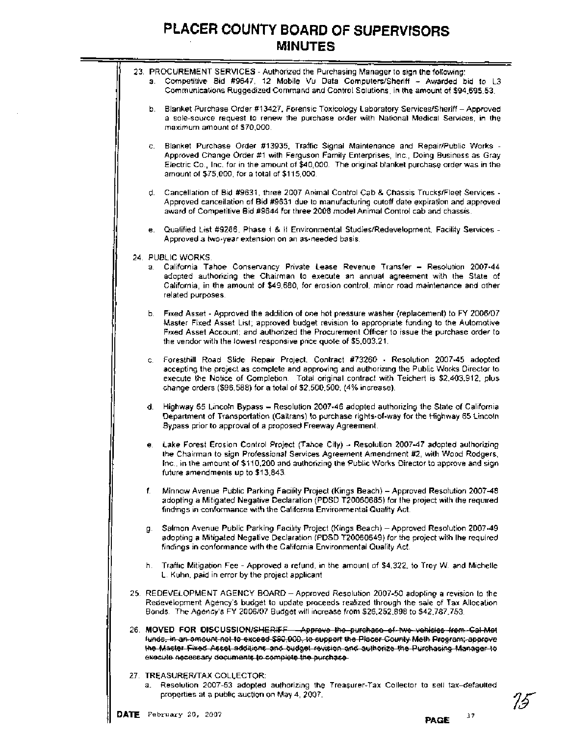# PLACER COUNTY BOARD OF SUPERVISORS
## MINUTES

23. PROCUREMENT SERVICES - Authorized the Purchasing Manager to sign the following:
    a. Competitive Bid #9647, 12 Mobile Vu Data Computers/Sheriff – Awarded bid to L3 Communications Ruggedized Command and Control Solutions, in the amount of $94,695.53.

    b. Blanket Purchase Order #13427, Forensic Toxicology Laboratory Services/Sheriff – Approved a sole-source request to renew the purchase order with National Medical Services, in the maximum amount of $70,000.

    c. Blanket Purchase Order #13935, Traffic Signal Maintenance and Repair/Public Works - Approved Change Order #1 with Ferguson Family Enterprises, Inc., Doing Business as Gray Electric Co., Inc. for in the amount of $40,000. The original blanket purchase order was in the amount of $75,000, for a total of $115,000.

    d. Cancellation of Bid #9631, three 2007 Animal Control Cab & Chassis Trucks/Fleet Services - Approved cancellation of Bid #9631 due to manufacturing cutoff date expiration and approved award of Competitive Bid #9644 for three 2008 model Animal Control cab and chassis.

    e. Qualified List #9286, Phase I & II Environmental Studies/Redevelopment, Facility Services - Approved a two-year extension on an as-needed basis.

24. PUBLIC WORKS:
    a. California Tahoe Conservancy Private Lease Revenue Transfer – Resolution 2007-44 adopted authorizing the Chairman to execute an annual agreement with the State of California, in the amount of $49,680, for erosion control, minor road maintenance and other related purposes.

    b. Fixed Asset - Approved the addition of one hot pressure washer (replacement) to FY 2006/07 Master Fixed Asset List; approved budget revision to appropriate funding to the Automotive Fixed Asset Account; and authorized the Procurement Officer to issue the purchase order to the vendor with the lowest responsive price quote of $5,003.21.

    c. Foresthill Road Slide Repair Project, Contract #73260 - Resolution 2007-45 adopted accepting the project as complete and approving and authorizing the Public Works Director to execute the Notice of Completion. Total original contract with Teichert is $2,403,912, plus change orders ($96,588) for a total of $2,500,500, (4% increase).

    d. Highway 65 Lincoln Bypass – Resolution 2007-46 adopted authorizing the State of California Department of Transportation (Caltrans) to purchase rights-of-way for the Highway 65 Lincoln Bypass prior to approval of a proposed Freeway Agreement.

    e. Lake Forest Erosion Control Project (Tahoe City) – Resolution 2007-47 adopted authorizing the Chairman to sign Professional Services Agreement Amendment #2, with Wood Rodgers, Inc., in the amount of $110,200 and authorizing the Public Works Director to approve and sign future amendments up to $13,843.

    f. Minnow Avenue Public Parking Facility Project (Kings Beach) – Approved Resolution 2007-48 adopting a Mitigated Negative Declaration (PDSD T20060685) for the project with the required findings in conformance with the California Environmental Quality Act.

    g. Salmon Avenue Public Parking Facility Project (Kings Beach) – Approved Resolution 2007-49 adopting a Mitigated Negative Declaration (PDSD T20060649) for the project with the required findings in conformance with the California Environmental Quality Act.

    h. Traffic Mitigation Fee - Approved a refund, in the amount of $4,322, to Troy W. and Michelle L. Kuhn, paid in error by the project applicant.

25. REDEVELOPMENT AGENCY BOARD – Approved Resolution 2007-50 adopting a revision to the Redevelopment Agency's budget to update proceeds realized through the sale of Tax Allocation Bonds. The Agency's FY 2006/07 Budget will increase from $26,252,898 to $42,787,753.

26. **MOVED FOR DISCUSSION/SHERIFF** ~~- Approve the purchase of two vehicles from Cal-Met funds, in an amount not to exceed $80,000, to support the Placer County Meth Program; approve the Master Fixed Asset additions and budget revision and authorize the Purchasing Manager to execute necessary documents to complete the purchase.~~

27. TREASURER/TAX COLLECTOR:
    a. Resolution 2007-53 adopted authorizing the Treasurer-Tax Collector to sell tax-defaulted properties at a public auction on May 4, 2007.

**DATE** February 20, 2007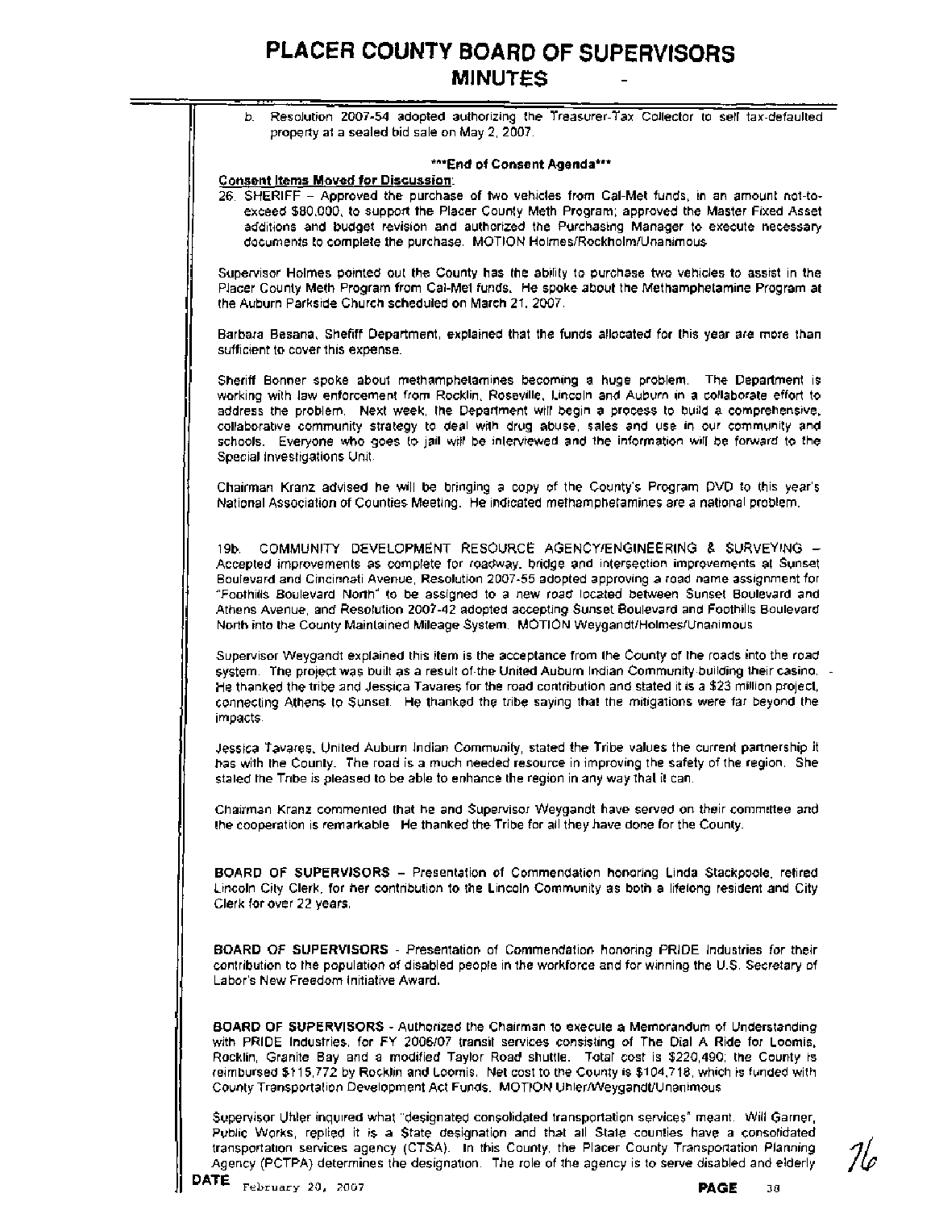b. Resolution 2007-54 adopted authorizing the Treasurer-Tax Collector to sell tax-defaulted property at a sealed bid sale on May 2, 2007.

***End of Consent Agenda***

**Consent Items Moved for Discussion:**

26. SHERIFF – Approved the purchase of two vehicles from Cal-Met funds, in an amount not-to-exceed $80,000, to support the Placer County Meth Program; approved the Master Fixed Asset additions and budget revision and authorized the Purchasing Manager to execute necessary documents to complete the purchase. MOTION Holmes/Rockholm/Unanimous

Supervisor Holmes pointed out the County has the ability to purchase two vehicles to assist in the Placer County Meth Program from Cal-Met funds. He spoke about the Methamphetamine Program at the Auburn Parkside Church scheduled on March 21, 2007.

Barbara Besana, Sheriff Department, explained that the funds allocated for this year are more than sufficient to cover this expense.

Sheriff Bonner spoke about methamphetamines becoming a huge problem. The Department is working with law enforcement from Rocklin, Roseville, Lincoln and Auburn in a collaborate effort to address the problem. Next week, the Department will begin a process to build a comprehensive, collaborative community strategy to deal with drug abuse, sales and use in our community and schools. Everyone who goes to jail will be interviewed and the information will be forward to the Special Investigations Unit.

Chairman Kranz advised he will be bringing a copy of the County's Program DVD to this year's National Association of Counties Meeting. He indicated methamphetamines are a national problem.

19b. COMMUNITY DEVELOPMENT RESOURCE AGENCY/ENGINEERING & SURVEYING – Accepted improvements as complete for roadway, bridge and intersection improvements at Sunset Boulevard and Cincinnati Avenue, Resolution 2007-55 adopted approving a road name assignment for "Foothills Boulevard North" to be assigned to a new road located between Sunset Boulevard and Athens Avenue, and Resolution 2007-42 adopted accepting Sunset Boulevard and Foothills Boulevard North into the County Maintained Mileage System. MOTION Weygandt/Holmes/Unanimous

Supervisor Weygandt explained this item is the acceptance from the County of the roads into the road system. The project was built as a result of the United Auburn Indian Community building their casino. He thanked the tribe and Jessica Tavares for the road contribution and stated it is a $23 million project, connecting Athens to Sunset. He thanked the tribe saying that the mitigations were far beyond the impacts.

Jessica Tavares, United Auburn Indian Community, stated the Tribe values the current partnership it has with the County. The road is a much needed resource in improving the safety of the region. She stated the Tribe is pleased to be able to enhance the region in any way that it can.

Chairman Kranz commented that he and Supervisor Weygandt have served on their committee and the cooperation is remarkable. He thanked the Tribe for all they have done for the County.

**BOARD OF SUPERVISORS** – Presentation of Commendation honoring Linda Stackpoole, retired Lincoln City Clerk, for her contribution to the Lincoln Community as both a lifelong resident and City Clerk for over 22 years.

**BOARD OF SUPERVISORS** - Presentation of Commendation honoring PRIDE Industries for their contribution to the population of disabled people in the workforce and for winning the U.S. Secretary of Labor's New Freedom Initiative Award.

**BOARD OF SUPERVISORS** - Authorized the Chairman to execute a Memorandum of Understanding with PRIDE Industries, for FY 2006/07 transit services consisting of The Dial A Ride for Loomis, Rocklin, Granite Bay and a modified Taylor Road shuttle. Total cost is $220,490; the County is reimbursed $115,772 by Rocklin and Loomis. Net cost to the County is $104,718, which is funded with County Transportation Development Act Funds. MOTION Uhler/Weygandt/Unanimous

Supervisor Uhler inquired what "designated consolidated transportation services" meant. Will Garner, Public Works, replied it is a State designation and that all State counties have a consolidated transportation services agency (CTSA). In this County, the Placer County Transportation Planning Agency (PCTPA) determines the designation. The role of the agency is to serve disabled and elderly

**DATE** February 20, 2007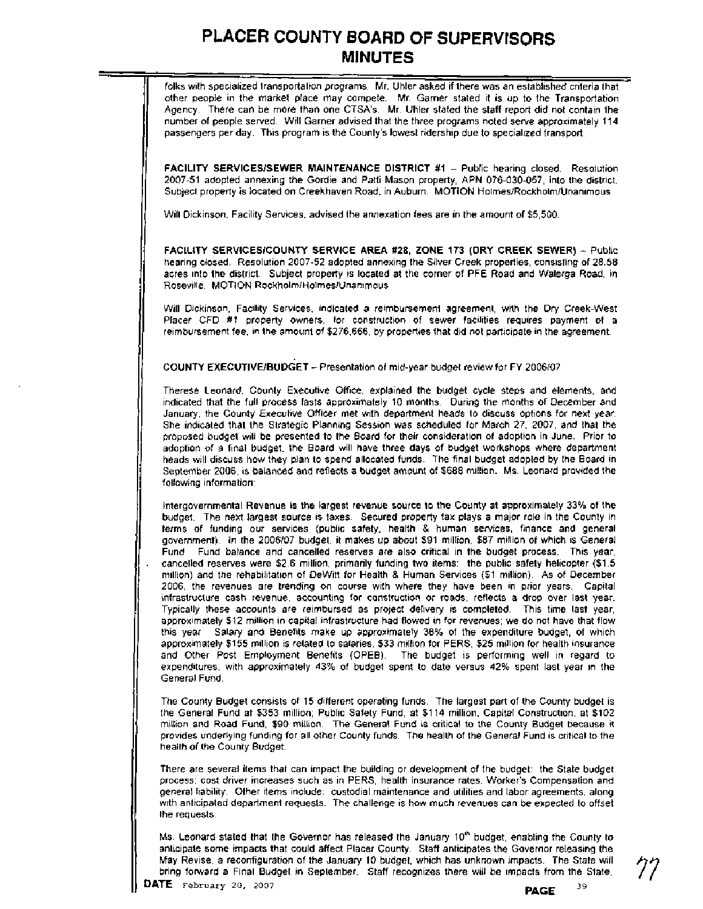folks with specialized transportation programs. Mr. Uhler asked if there was an established criteria that other people in the market place may compete. Mr. Garner stated it is up to the Transportation Agency. There can be more than one CTSA's. Mr. Uhler stated the staff report did not contain the number of people served. Will Garner advised that the three programs noted serve approximately 114 passengers per day. This program is the County's lowest ridership due to specialized transport.

**FACILITY SERVICES/SEWER MAINTENANCE DISTRICT #1** – Public hearing closed. Resolution 2007-51 adopted annexing the Gordie and Patti Mason property, APN 076-030-057, into the district. Subject property is located on Creekhaven Road, in Auburn. MOTION Holmes/Rockholm/Unanimous

Will Dickinson, Facility Services, advised the annexation fees are in the amount of $5,500.

**FACILITY SERVICES/COUNTY SERVICE AREA #28, ZONE 173 (DRY CREEK SEWER)** – Public hearing closed. Resolution 2007-52 adopted annexing the Silver Creek properties, consisting of 28.58 acres into the district. Subject property is located at the corner of PFE Road and Walerga Road, in Roseville. MOTION Rockholm/Holmes/Unanimous

Will Dickinson, Facility Services, indicated a reimbursement agreement, with the Dry Creek-West Placer CFD #1 property owners, for construction of sewer facilities requires payment of a reimbursement fee, in the amount of $276,666, by properties that did not participate in the agreement.

**COUNTY EXECUTIVE/BUDGET** – Presentation of mid-year budget review for FY 2006/07

Therese Leonard, County Executive Office, explained the budget cycle steps and elements, and indicated that the full process lasts approximately 10 months. During the months of December and January, the County Executive Officer met with department heads to discuss options for next year. She indicated that the Strategic Planning Session was scheduled for March 27, 2007, and that the proposed budget will be presented to the Board for their consideration of adoption in June. Prior to adoption of a final budget, the Board will have three days of budget workshops where department heads will discuss how they plan to spend allocated funds. The final budget adopted by the Board in September 2006, is balanced and reflects a budget amount of $688 million. Ms. Leonard provided the following information:

Intergovernmental Revenue is the largest revenue source to the County at approximately 33% of the budget. The next largest source is taxes. Secured property tax plays a major role in the County in terms of funding our services (public safety, health & human services, finance and general government). In the 2006/07 budget, it makes up about $91 million, $87 million of which is General Fund. Fund balance and cancelled reserves are also critical in the budget process. This year, cancelled reserves were $2.6 million, primarily funding two items: the public safety helicopter ($1.5 million) and the rehabilitation of DeWitt for Health & Human Services ($1 million). As of December 2006, the revenues are trending on course with where they have been in prior years. Capital infrastructure cash revenue, accounting for construction or roads, reflects a drop over last year. Typically these accounts are reimbursed as project delivery is completed. This time last year, approximately $12 million in capital infrastructure had flowed in for revenues; we do not have that flow this year. Salary and Benefits make up approximately 36% of the expenditure budget, of which approximately $155 million is related to salaries, $33 million for PERS, $25 million for health insurance and Other Post Employment Benefits (OPEB). The budget is performing well in regard to expenditures, with approximately 43% of budget spent to date versus 42% spent last year in the General Fund.

The County Budget consists of 15 different operating funds. The largest part of the County budget is the General Fund at $353 million; Public Safety Fund, at $114 million, Capital Construction, at $102 million and Road Fund, $90 million. The General Fund is critical to the County Budget because it provides underlying funding for all other County funds. The health of the General Fund is critical to the health of the County Budget.

There are several items that can impact the building or development of the budget: the State budget process; cost driver increases such as in PERS, health insurance rates, Worker's Compensation and general liability. Other items include: custodial maintenance and utilities and labor agreements, along with anticipated department requests. The challenge is how much revenues can be expected to offset the requests.

Ms. Leonard stated that the Governor has released the January 10th budget, enabling the County to anticipate some impacts that could affect Placer County. Staff anticipates the Governor releasing the May Revise, a reconfiguration of the January 10 budget, which has unknown impacts. The State will bring forward a Final Budget in September. Staff recognizes there will be impacts from the State.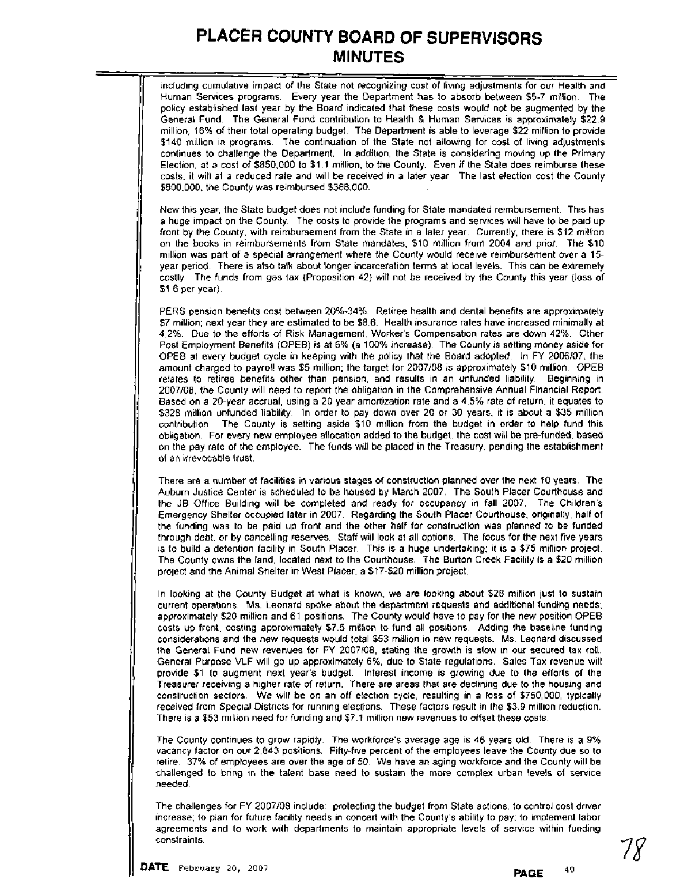including cumulative impact of the State not recognizing cost of living adjustments for our Health and Human Services programs. Every year the Department has to absorb between $5-7 million. The policy established last year by the Board indicated that these costs would not be augmented by the General Fund. The General Fund contribution to Health & Human Services is approximately $22.9 million, 16% of their total operating budget. The Department is able to leverage $22 million to provide $140 million in programs. The continuation of the State not allowing for cost of living adjustments continues to challenge the Department. In addition, the State is considering moving up the Primary Election, at a cost of $850,000 to $1.1 million, to the County. Even if the State does reimburse these costs, it will at a reduced rate and will be received in a later year. The last election cost the County $800,000, the County was reimbursed $388,000.

New this year, the State budget does not include funding for State mandated reimbursement. This has a huge impact on the County. The costs to provide the programs and services will have to be paid up front by the County, with reimbursement from the State in a later year. Currently, there is $12 million on the books in reimbursements from State mandates, $10 million from 2004 and prior. The $10 million was part of a special arrangement where the County would receive reimbursement over a 15-year period. There is also talk about longer incarceration terms at local levels. This can be extremely costly. The funds from gas tax (Proposition 42) will not be received by the County this year (loss of $1.6 per year).

PERS pension benefits cost between 20%-34%. Retiree health and dental benefits are approximately $7 million; next year they are estimated to be $8.6. Health insurance rates have increased minimally at 4.2%. Due to the efforts of Risk Management, Worker's Compensation rates are down 42%. Other Post Employment Benefits (OPEB) is at 6% (a 100% increase). The County is setting money aside for OPEB at every budget cycle in keeping with the policy that the Board adopted. In FY 2006/07, the amount charged to payroll was $5 million; the target for 2007/08 is approximately $10 million. OPEB relates to retiree benefits other than pension, and results in an unfunded liability. Beginning in 2007/08, the County will need to report the obligation in the Comprehensive Annual Financial Report. Based on a 20-year accrual, using a 20 year amortization rate and a 4.5% rate of return, it equates to $328 million unfunded liability. In order to pay down over 20 or 30 years, it is about a $35 million contribution. The County is setting aside $10 million from the budget in order to help fund this obligation. For every new employee allocation added to the budget, the cost will be pre-funded, based on the pay rate of the employee. The funds will be placed in the Treasury, pending the establishment of an irrevocable trust.

There are a number of facilities in various stages of construction planned over the next 10 years. The Auburn Justice Center is scheduled to be housed by March 2007. The South Placer Courthouse and the JB Office Building will be completed and ready for occupancy in fall 2007. The Children's Emergency Shelter occupied later in 2007. Regarding the South Placer Courthouse, originally, half of the funding was to be paid up front and the other half for construction was planned to be funded through debt, or by cancelling reserves. Staff will look at all options. The focus for the next five years is to build a detention facility in South Placer. This is a huge undertaking; it is a $75 million project. The County owns the land, located next to the Courthouse. The Burton Creek Facility is a $20 million project and the Animal Shelter in West Placer, a $17-$20 million project.

In looking at the County Budget at what is known, we are looking about $28 million just to sustain current operations. Ms. Leonard spoke about the department requests and additional funding needs; approximately $20 million and 61 positions. The County would have to pay for the new position OPEB costs up front, costing approximately $7.5 million to fund all positions. Adding the baseline funding considerations and the new requests would total $53 million in new requests. Ms. Leonard discussed the General Fund new revenues for FY 2007/08, stating the growth is slow in our secured tax roll. General Purpose VLF will go up approximately 6%, due to State regulations. Sales Tax revenue will provide $1 to augment next year's budget. Interest income is growing due to the efforts of the Treasurer receiving a higher rate of return. There are areas that are declining due to the housing and construction sectors. We will be on an off election cycle, resulting in a loss of $750,000, typically received from Special Districts for running elections. These factors result in the $3.9 million reduction. There is a $53 million need for funding and $7.1 million new revenues to offset these costs.

The County continues to grow rapidly. The workforce's average age is 46 years old. There is a 9% vacancy factor on our 2,843 positions. Fifty-five percent of the employees leave the County due so to retire. 37% of employees are over the age of 50. We have an aging workforce and the County will be challenged to bring in the talent base need to sustain the more complex urban levels of service needed.

The challenges for FY 2007/08 include: protecting the budget from State actions, to control cost driver increase; to plan for future facility needs in concert with the County's ability to pay; to implement labor agreements and to work with departments to maintain appropriate levels of service within funding constraints.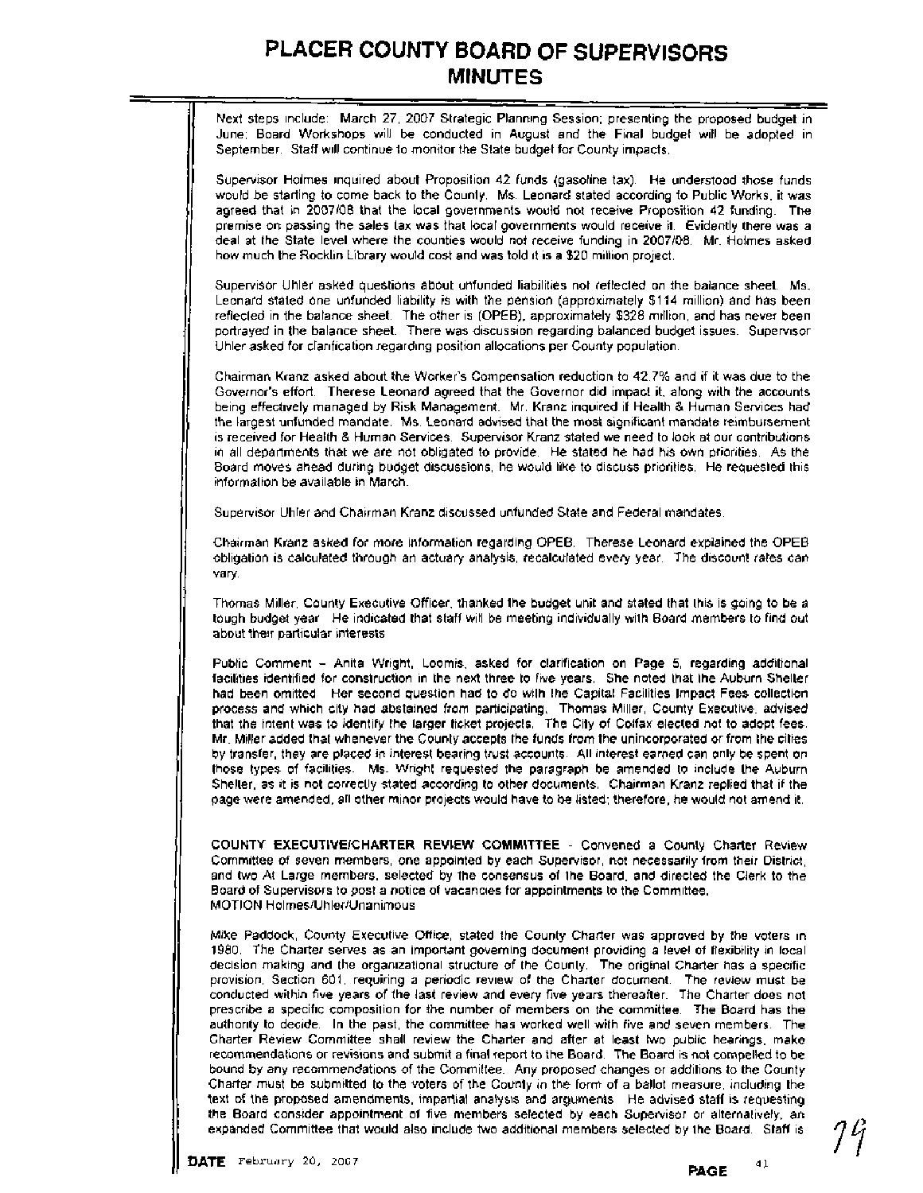Next steps include: March 27, 2007 Strategic Planning Session; presenting the proposed budget in June; Board Workshops will be conducted in August and the Final budget will be adopted in September. Staff will continue to monitor the State budget for County impacts.

Supervisor Holmes inquired about Proposition 42 funds (gasoline tax). He understood those funds would be starting to come back to the County. Ms. Leonard stated according to Public Works, it was agreed that in 2007/08 that the local governments would not receive Proposition 42 funding. The premise on passing the sales tax was that local governments would receive it. Evidently there was a deal at the State level where the counties would not receive funding in 2007/08. Mr. Holmes asked how much the Rocklin Library would cost and was told it is a $20 million project.

Supervisor Uhler asked questions about unfunded liabilities not reflected on the balance sheet. Ms. Leonard stated one unfunded liability is with the pension (approximately $114 million) and has been reflected in the balance sheet. The other is (OPEB), approximately $328 million, and has never been portrayed in the balance sheet. There was discussion regarding balanced budget issues. Supervisor Uhler asked for clarification regarding position allocations per County population.

Chairman Kranz asked about the Worker's Compensation reduction to 42.7% and if it was due to the Governor's effort. Therese Leonard agreed that the Governor did impact it, along with the accounts being effectively managed by Risk Management. Mr. Kranz inquired if Health & Human Services had the largest unfunded mandate. Ms. Leonard advised that the most significant mandate reimbursement is received for Health & Human Services. Supervisor Kranz stated we need to look at our contributions in all departments that we are not obligated to provide. He stated he had his own priorities. As the Board moves ahead during budget discussions, he would like to discuss priorities. He requested this information be available in March.

Supervisor Uhler and Chairman Kranz discussed unfunded State and Federal mandates.

Chairman Kranz asked for more information regarding OPEB. Therese Leonard explained the OPEB obligation is calculated through an actuary analysis, recalculated every year. The discount rates can vary.

Thomas Miller, County Executive Officer, thanked the budget unit and stated that this is going to be a tough budget year. He indicated that staff will be meeting individually with Board members to find out about their particular interests.

Public Comment – Anita Wright, Loomis, asked for clarification on Page 5, regarding additional facilities identified for construction in the next three to five years. She noted that the Auburn Shelter had been omitted. Her second question had to do with the Capital Facilities Impact Fees collection process and which city had abstained from participating. Thomas Miller, County Executive, advised that the intent was to identify the larger ticket projects. The City of Colfax elected not to adopt fees. Mr. Miller added that whenever the County accepts the funds from the unincorporated or from the cities by transfer, they are placed in interest bearing trust accounts. All interest earned can only be spent on those types of facilities. Ms. Wright requested the paragraph be amended to include the Auburn Shelter, as it is not correctly stated according to other documents. Chairman Kranz replied that if the page were amended, all other minor projects would have to be listed; therefore, he would not amend it.

**COUNTY EXECUTIVE/CHARTER REVIEW COMMITTEE** - Convened a County Charter Review Committee of seven members, one appointed by each Supervisor, not necessarily from their District, and two At Large members, selected by the consensus of the Board, and directed the Clerk to the Board of Supervisors to post a notice of vacancies for appointments to the Committee.
MOTION Holmes/Uhler/Unanimous

Mike Paddock, County Executive Office, stated the County Charter was approved by the voters in 1980. The Charter serves as an important governing document providing a level of flexibility in local decision making and the organizational structure of the County. The original Charter has a specific provision, Section 601, requiring a periodic review of the Charter document. The review must be conducted within five years of the last review and every five years thereafter. The Charter does not prescribe a specific composition for the number of members on the committee. The Board has the authority to decide. In the past, the committee has worked well with five and seven members. The Charter Review Committee shall review the Charter and after at least two public hearings, make recommendations or revisions and submit a final report to the Board. The Board is not compelled to be bound by any recommendations of the Committee. Any proposed changes or additions to the County Charter must be submitted to the voters of the County in the form of a ballot measure, including the text of the proposed amendments, impartial analysis and arguments. He advised staff is requesting the Board consider appointment of five members selected by each Supervisor or alternatively, an expanded Committee that would also include two additional members selected by the Board. Staff is

**DATE** February 20, 2007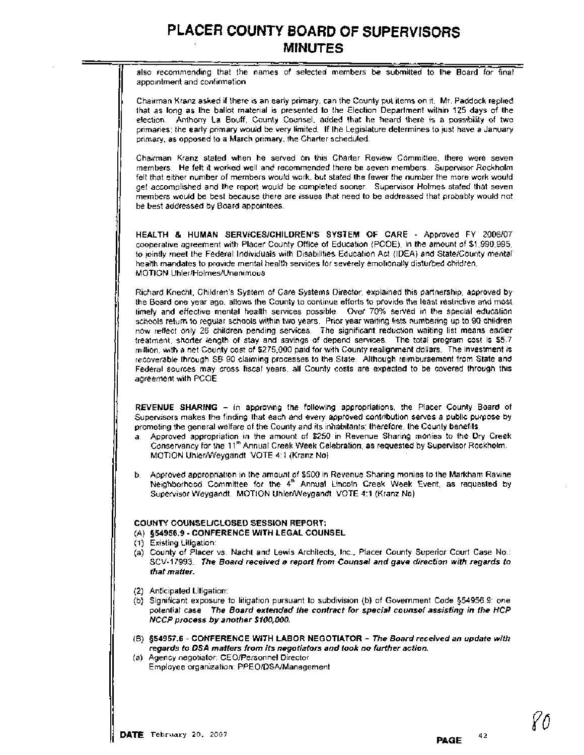also recommending that the names of selected members be submitted to the Board for final appointment and confirmation

Chairman Kranz asked if there is an early primary, can the County put items on it. Mr. Paddock replied that as long as the ballot material is presented to the Election Department within 125 days of the election. Anthony La Bouff, County Counsel, added that he heard there is a possibility of two primaries; the early primary would be very limited. If the Legislature determines to just have a January primary, as opposed to a March primary, the Charter scheduled.

Chairman Kranz stated when he served on this Charter Review Committee, there were seven members. He felt it worked well and recommended there be seven members. Supervisor Rockholm felt that either number of members would work, but stated the fewer the number the more work would get accomplished and the report would be completed sooner. Supervisor Holmes stated that seven members would be best because there are issues that need to be addressed that probably would not be best addressed by Board appointees.

**HEALTH & HUMAN SERVICES/CHILDREN'S SYSTEM OF CARE** - Approved FY 2006/07 cooperative agreement with Placer County Office of Education (PCOE), in the amount of $1,990,995, to jointly meet the Federal Individuals with Disabilities Education Act (IDEA) and State/County mental health mandates to provide mental health services for severely emotionally disturbed children.
MOTION Uhler/Holmes/Unanimous

Richard Knecht, Children's System of Care Systems Director, explained this partnership, approved by the Board one year ago, allows the County to continue efforts to provide the least restrictive and most timely and effective mental health services possible. Over 70% served in the special education schools return to regular schools within two years. Prior year waiting lists numbering up to 90 children now reflect only 26 children pending services. The significant reduction waiting list means earlier treatment, shorter length of stay and savings of depend services. The total program cost is $5.7 million, with a net County cost of $275,000 paid for with County realignment dollars. The investment is recoverable through SB 90 claiming processes to the State. Although reimbursement from State and Federal sources may cross fiscal years, all County costs are expected to be covered through this agreement with PCOE

**REVENUE SHARING** – In approving the following appropriations, the Placer County Board of Supervisors makes the finding that each and every approved contribution serves a public purpose by promoting the general welfare of the County and its inhabitants; therefore, the County benefits.

a. Approved appropriation in the amount of $250 in Revenue Sharing monies to the Dry Creek Conservancy for the 11th Annual Creek Week Celebration, as requested by Supervisor Rockholm. MOTION Uhler/Weygandt VOTE 4:1 (Kranz No)

b. Approved appropriation in the amount of $500 in Revenue Sharing monies to the Markham Ravine Neighborhood Committee for the 4th Annual Lincoln Creek Week Event, as requested by Supervisor Weygandt. MOTION Uhler/Weygandt VOTE 4:1 (Kranz No)

**COUNTY COUNSEL/CLOSED SESSION REPORT:**

**(A) §54956.9 - CONFERENCE WITH LEGAL COUNSEL**

(1) Existing Litigation:

(a) County of Placer vs. Nacht and Lewis Architects, Inc., Placer County Superior Court Case No.: SCV-17993. ***The Board received a report from Counsel and gave direction with regards to that matter.***

(2) Anticipated Litigation:

(b) Significant exposure to litigation pursuant to subdivision (b) of Government Code §54956.9: one potential case. ***The Board extended the contract for special counsel assisting in the HCP NCCP process by another $100,000.***

(B) **§54957.6 - CONFERENCE WITH LABOR NEGOTIATOR** – ***The Board received an update with regards to DSA matters from its negotiators and took no further action.***

(a) Agency negotiator: CEO/Personnel Director
Employee organization: PPEO/DSA/Management

**DATE** February 20, 2007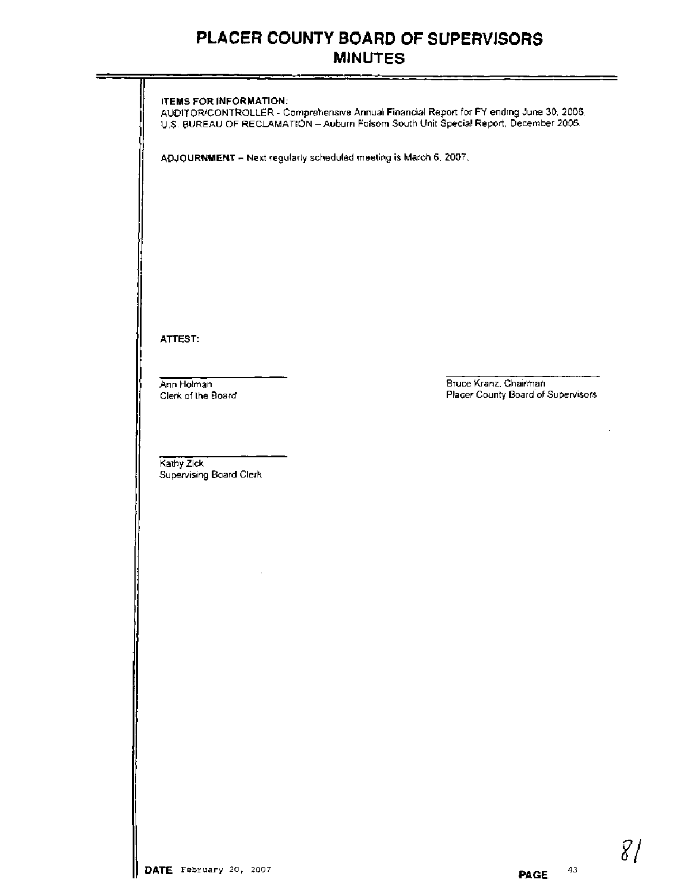# PLACER COUNTY BOARD OF SUPERVISORS
## MINUTES

**ITEMS FOR INFORMATION:**
AUDITOR/CONTROLLER - Comprehensive Annual Financial Report for FY ending June 30, 2006.
U.S. BUREAU OF RECLAMATION – Auburn Folsom South Unit Special Report, December 2006.

**ADJOURNMENT** – Next regularly scheduled meeting is March 6, 2007.

**ATTEST:**

Ann Holman
Clerk of the Board

Bruce Kranz, Chairman
Placer County Board of Supervisors

Kathy Zick
Supervising Board Clerk

**DATE** February 20, 2007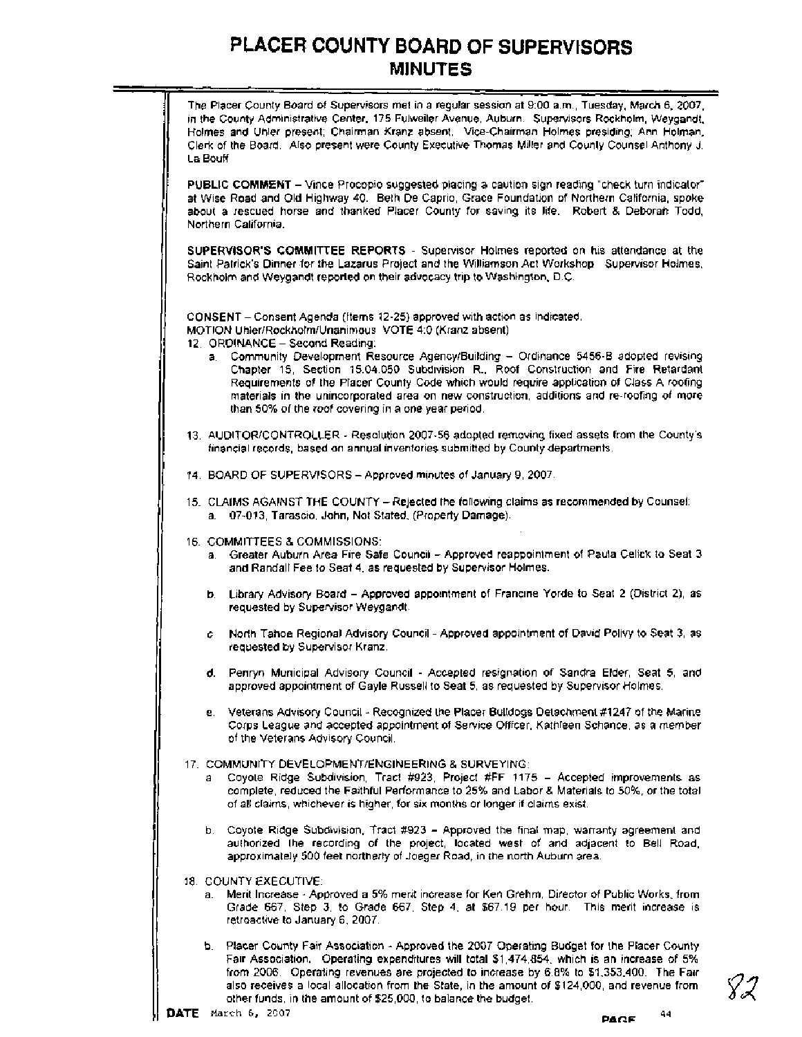# PLACER COUNTY BOARD OF SUPERVISORS
# MINUTES

The Placer County Board of Supervisors met in a regular session at 9:00 a.m., Tuesday, March 6, 2007, in the County Administrative Center, 175 Fulweiler Avenue, Auburn. Supervisors Rockholm, Weygandt, Holmes and Uhler present; Chairman Kranz absent, Vice-Chairman Holmes presiding; Ann Holman, Clerk of the Board. Also present were County Executive Thomas Miller and County Counsel Anthony J. La Bouff

**PUBLIC COMMENT** – Vince Procopio suggested placing a caution sign reading "check turn indicator" at Wise Road and Old Highway 40. Beth De Caprio, Grace Foundation of Northern California, spoke about a rescued horse and thanked Placer County for saving its life. Robert & Deborah Todd, Northern California.

**SUPERVISOR'S COMMITTEE REPORTS** - Supervisor Holmes reported on his attendance at the Saint Patrick's Dinner for the Lazarus Project and the Williamson Act Workshop. Supervisor Holmes, Rockholm and Weygandt reported on their advocacy trip to Washington, D.C.

CONSENT – Consent Agenda (Items 12-25) approved with action as indicated.
MOTION Uhler/Rockholm/Unanimous VOTE 4:0 (Kranz absent)

12. ORDINANCE – Second Reading:
    a. Community Development Resource Agency/Building – Ordinance 5456-B adopted revising Chapter 15, Section 15.04.050 Subdivision R., Roof Construction and Fire Retardant Requirements of the Placer County Code which would require application of Class A roofing materials in the unincorporated area on new construction, additions and re-roofing of more than 50% of the roof covering in a one year period.

13. AUDITOR/CONTROLLER - Resolution 2007-56 adopted removing fixed assets from the County's financial records, based on annual inventories submitted by County departments.

14. BOARD OF SUPERVISORS – Approved minutes of January 9, 2007.

15. CLAIMS AGAINST THE COUNTY – Rejected the following claims as recommended by Counsel:
    a. 07-013, Tarascio, John, Not Stated, (Property Damage).

16. COMMITTEES & COMMISSIONS:
    a. Greater Auburn Area Fire Safe Council – Approved reappointment of Paula Celick to Seat 3 and Randall Fee to Seat 4, as requested by Supervisor Holmes.

    b. Library Advisory Board – Approved appointment of Francine Yorde to Seat 2 (District 2), as requested by Supervisor Weygandt.

    c. North Tahoe Regional Advisory Council - Approved appointment of David Polivy to Seat 3, as requested by Supervisor Kranz.

    d. Penryn Municipal Advisory Council - Accepted resignation of Sandra Elder, Seat 5, and approved appointment of Gayle Russell to Seat 5, as requested by Supervisor Holmes.

    e. Veterans Advisory Council - Recognized the Placer Bulldogs Detachment #1247 of the Marine Corps League and accepted appointment of Service Officer, Kathleen Schance, as a member of the Veterans Advisory Council.

17. COMMUNITY DEVELOPMENT/ENGINEERING & SURVEYING:
    a. Coyote Ridge Subdivision, Tract #923, Project #FF 1175 – Accepted improvements as complete, reduced the Faithful Performance to 25% and Labor & Materials to 50%, or the total of all claims, whichever is higher, for six months or longer if claims exist.

    b. Coyote Ridge Subdivision, Tract #923 – Approved the final map, warranty agreement and authorized the recording of the project, located west of and adjacent to Bell Road, approximately 500 feet northerly of Joeger Road, in the north Auburn area.

18. COUNTY EXECUTIVE:
    a. Merit Increase - Approved a 5% merit increase for Ken Grehm, Director of Public Works, from Grade 667, Step 3, to Grade 667, Step 4, at $67.19 per hour. This merit increase is retroactive to January 6, 2007.

    b. Placer County Fair Association - Approved the 2007 Operating Budget for the Placer County Fair Association. Operating expenditures will total $1,474,854, which is an increase of 5% from 2006. Operating revenues are projected to increase by 6.8% to $1,353,400. The Fair also receives a local allocation from the State, in the amount of $124,000, and revenue from other funds, in the amount of $25,000, to balance the budget.

**DATE** March 6, 2007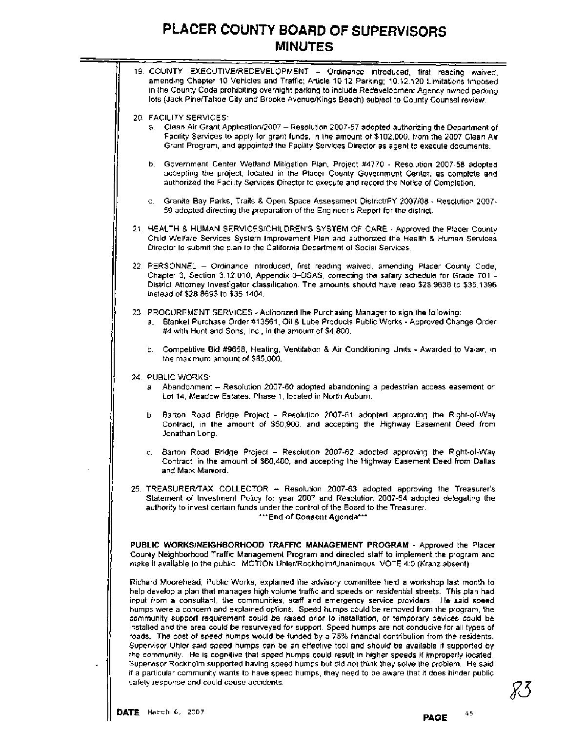# PLACER COUNTY BOARD OF SUPERVISORS
## MINUTES

19. COUNTY EXECUTIVE/REDEVELOPMENT – Ordinance introduced, first reading waived, amending Chapter 10 Vehicles and Traffic; Article 10.12 Parking; 10.12.120 Limitations imposed in the County Code prohibiting overnight parking to include Redevelopment Agency owned parking lots (Jack Pine/Tahoe City and Brooke Avenue/Kings Beach) subject to County Counsel review.

20. FACILITY SERVICES:
    a. Clean Air Grant Application/2007 – Resolution 2007-57 adopted authorizing the Department of Facility Services to apply for grant funds, in the amount of $102,000, from the 2007 Clean Air Grant Program, and appointed the Facility Services Director as agent to execute documents.

    b. Government Center Wetland Mitigation Plan, Project #4770 - Resolution 2007-58 adopted accepting the project, located in the Placer County Government Center, as complete and authorized the Facility Services Director to execute and record the Notice of Completion.

    c. Granite Bay Parks, Trails & Open Space Assessment District/FY 2007/08 - Resolution 2007-59 adopted directing the preparation of the Engineer's Report for the district.

21. HEALTH & HUMAN SERVICES/CHILDREN'S SYSTEM OF CARE - Approved the Placer County Child Welfare Services System Improvement Plan and authorized the Health & Human Services Director to submit the plan to the California Department of Social Services.

22. PERSONNEL – Ordinance introduced, first reading waived, amending Placer County Code, Chapter 3, Section 3.12.010, Appendix 3–DSAS, correcting the salary schedule for Grade 701 - District Attorney Investigator classification. The amounts should have read $28.9638 to $35.1396 instead of $28.8693 to $35.1404.

23. PROCUREMENT SERVICES - Authorized the Purchasing Manager to sign the following:
    a. Blanket Purchase Order #13561, Oil & Lube Products Public Works - Approved Change Order #4 with Hunt and Sons, Inc., in the amount of $4,800.

    b. Competitive Bid #9658, Heating, Ventilation & Air Conditioning Units - Awarded to Valair, in the maximum amount of $85,000.

24. PUBLIC WORKS:
    a. Abandonment – Resolution 2007-60 adopted abandoning a pedestrian access easement on Lot 14, Meadow Estates, Phase 1, located in North Auburn.

    b. Barton Road Bridge Project - Resolution 2007-61 adopted approving the Right-of-Way Contract, in the amount of $60,900, and accepting the Highway Easement Deed from Jonathan Long.

    c. Barton Road Bridge Project – Resolution 2007-62 adopted approving the Right-of-Way Contract, in the amount of $60,400, and accepting the Highway Easement Deed from Dallas and Mark Maniord.

25. TREASURER/TAX COLLECTOR – Resolution 2007-63 adopted approving the Treasurer's Statement of Investment Policy for year 2007 and Resolution 2007-64 adopted delegating the authority to invest certain funds under the control of the Board to the Treasurer.

**\*\*\*End of Consent Agenda\*\*\***

**PUBLIC WORKS/NEIGHBORHOOD TRAFFIC MANAGEMENT PROGRAM** - Approved the Placer County Neighborhood Traffic Management Program and directed staff to implement the program and make it available to the public. MOTION Uhler/Rockholm/Unanimous VOTE 4:0 (Kranz absent)

Richard Moorehead, Public Works, explained the advisory committee held a workshop last month to help develop a plan that manages high volume traffic and speeds on residential streets. This plan had input from a consultant, the communities, staff and emergency service providers. He said speed humps were a concern and explained options. Speed humps could be removed from the program, the community support requirement could be raised prior to installation, or temporary devices could be installed and the area could be resurveyed for support. Speed humps are not conducive for all types of roads. The cost of speed humps would be funded by a 75% financial contribution from the residents. Supervisor Uhler said speed humps can be an effective tool and should be available if supported by the community. He is cognitive that speed humps could result in higher speeds if improperly located. Supervisor Rockholm supported having speed humps but did not think they solve the problem. He said if a particular community wants to have speed humps, they need to be aware that it does hinder public safety response and could cause accidents.

**DATE** March 6, 2007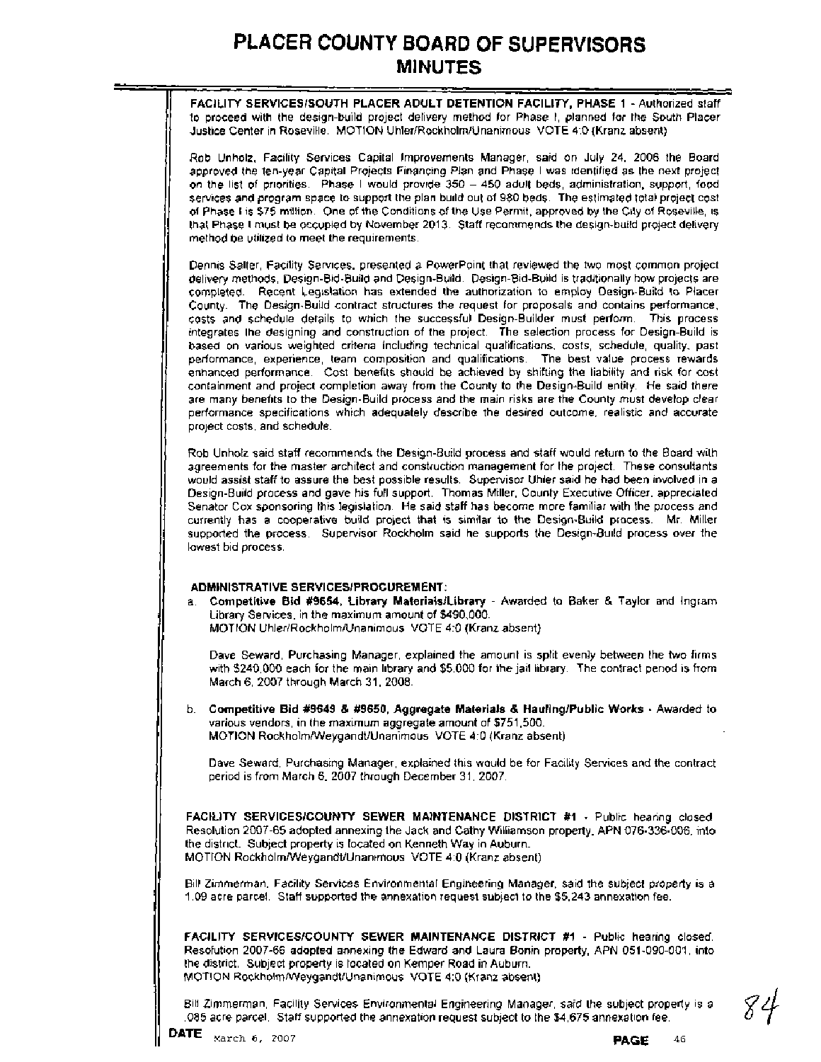**FACILITY SERVICES/SOUTH PLACER ADULT DETENTION FACILITY, PHASE 1** - Authorized staff to proceed with the design-build project delivery method for Phase I, planned for the South Placer Justice Center in Roseville. MOTION Uhler/Rockholm/Unanimous VOTE 4:0 (Kranz absent)

Rob Unholz, Facility Services Capital Improvements Manager, said on July 24, 2006 the Board approved the ten-year Capital Projects Financing Plan and Phase I was identified as the next project on the list of priorities. Phase I would provide 350 – 450 adult beds, administration, support, food services and program space to support the plan build out of 980 beds. The estimated total project cost of Phase I is $75 million. One of the Conditions of the Use Permit, approved by the City of Roseville, is that Phase I must be occupied by November 2013. Staff recommends the design-build project delivery method be utilized to meet the requirements.

Dennis Salter, Facility Services, presented a PowerPoint that reviewed the two most common project delivery methods, Design-Bid-Build and Design-Build. Design-Bid-Build is traditionally how projects are completed. Recent Legislation has extended the authorization to employ Design-Build to Placer County. The Design-Build contract structures the request for proposals and contains performance, costs and schedule details to which the successful Design-Builder must perform. This process integrates the designing and construction of the project. The selection process for Design-Build is based on various weighted criteria including technical qualifications, costs, schedule, quality, past performance, experience, team composition and qualifications. The best value process rewards enhanced performance. Cost benefits should be achieved by shifting the liability and risk for cost containment and project completion away from the County to the Design-Build entity. He said there are many benefits to the Design-Build process and the main risks are the County must develop clear performance specifications which adequately describe the desired outcome, realistic and accurate project costs, and schedule.

Rob Unholz said staff recommends the Design-Build process and staff would return to the Board with agreements for the master architect and construction management for the project. These consultants would assist staff to assure the best possible results. Supervisor Uhler said he had been involved in a Design-Build process and gave his full support. Thomas Miller, County Executive Officer, appreciated Senator Cox sponsoring this legislation. He said staff has become more familiar with the process and currently has a cooperative build project that is similar to the Design-Build process. Mr. Miller supported the process. Supervisor Rockholm said he supports the Design-Build process over the lowest bid process.

**ADMINISTRATIVE SERVICES/PROCUREMENT:**

a. **Competitive Bid #9654, Library Materials/Library** - Awarded to Baker & Taylor and Ingram Library Services, in the maximum amount of $490,000.
MOTION Uhler/Rockholm/Unanimous VOTE 4:0 (Kranz absent)

Dave Seward, Purchasing Manager, explained the amount is split evenly between the two firms with $240,000 each for the main library and $5,000 for the jail library. The contract period is from March 6, 2007 through March 31, 2008.

b. **Competitive Bid #9649 & #9650, Aggregate Materials & Hauling/Public Works** - Awarded to various vendors, in the maximum aggregate amount of $751,500.
MOTION Rockholm/Weygandt/Unanimous VOTE 4:0 (Kranz absent)

Dave Seward, Purchasing Manager, explained this would be for Facility Services and the contract period is from March 6, 2007 through December 31, 2007.

**FACILITY SERVICES/COUNTY SEWER MAINTENANCE DISTRICT #1** - Public hearing closed. Resolution 2007-65 adopted annexing the Jack and Cathy Williamson property, APN 076-336-006, into the district. Subject property is located on Kenneth Way in Auburn.
MOTION Rockholm/Weygandt/Unanimous VOTE 4:0 (Kranz absent)

Bill Zimmerman, Facility Services Environmental Engineering Manager, said the subject property is a 1.09 acre parcel. Staff supported the annexation request subject to the $5,243 annexation fee.

**FACILITY SERVICES/COUNTY SEWER MAINTENANCE DISTRICT #1** - Public hearing closed. Resolution 2007-66 adopted annexing the Edward and Laura Bonin property, APN 051-090-001, into the district. Subject property is located on Kemper Road in Auburn.
MOTION Rockholm/Weygandt/Unanimous VOTE 4:0 (Kranz absent)

Bill Zimmerman, Facility Services Environmental Engineering Manager, said the subject property is a .085 acre parcel. Staff supported the annexation request subject to the $4,675 annexation fee.

**DATE** March 6, 2007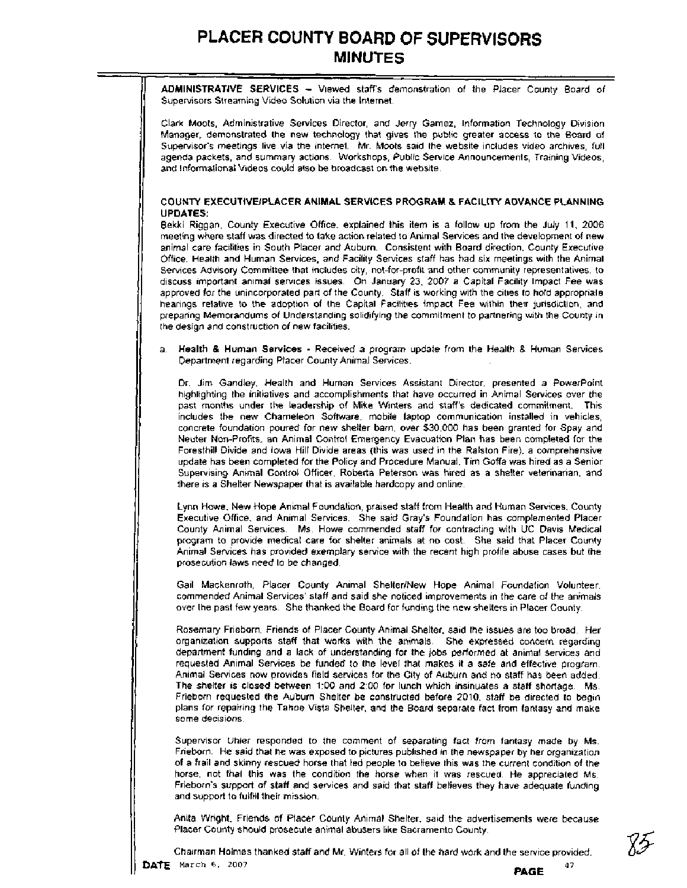**ADMINISTRATIVE SERVICES** – Viewed staff's demonstration of the Placer County Board of Supervisors Streaming Video Solution via the Internet.

Clark Moots, Administrative Services Director, and Jerry Gamez, Information Technology Division Manager, demonstrated the new technology that gives the public greater access to the Board of Supervisor's meetings live via the internet. Mr. Moots said the website includes video archives, full agenda packets, and summary actions. Workshops, Public Service Announcements, Training Videos, and Informational Videos could also be broadcast on the website.

**COUNTY EXECUTIVE/PLACER ANIMAL SERVICES PROGRAM & FACILITY ADVANCE PLANNING UPDATES:**

Bekki Riggan, County Executive Office, explained this item is a follow up from the July 11, 2006 meeting where staff was directed to take action related to Animal Services and the development of new animal care facilities in South Placer and Auburn. Consistent with Board direction, County Executive Office, Health and Human Services, and Facility Services staff has had six meetings with the Animal Services Advisory Committee that includes city, not-for-profit and other community representatives, to discuss important animal services issues. On January 23, 2007 a Capital Facility Impact Fee was approved for the unincorporated part of the County. Staff is working with the cities to hold appropriate hearings relative to the adoption of the Capital Facilities Impact Fee within their jurisdiction, and preparing Memorandums of Understanding solidifying the commitment to partnering with the County in the design and construction of new facilities.

a. **Health & Human Services** - Received a program update from the Health & Human Services Department regarding Placer County Animal Services.

Dr. Jim Gandley, Health and Human Services Assistant Director, presented a PowerPoint highlighting the initiatives and accomplishments that have occurred in Animal Services over the past months under the leadership of Mike Winters and staff's dedicated commitment. This includes the new Chameleon Software, mobile laptop communication installed in vehicles, concrete foundation poured for new shelter barn, over $30,000 has been granted for Spay and Neuter Non-Profits, an Animal Control Emergency Evacuation Plan has been completed for the Foresthill Divide and Iowa Hill Divide areas (this was used in the Ralston Fire), a comprehensive update has been completed for the Policy and Procedure Manual, Tim Goffa was hired as a Senior Supervising Animal Control Officer, Roberta Peterson was hired as a shelter veterinarian, and there is a Shelter Newspaper that is available hardcopy and online.

Lynn Howe, New Hope Animal Foundation, praised staff from Health and Human Services, County Executive Office, and Animal Services. She said Gray's Foundation has complemented Placer County Animal Services. Ms. Howe commended staff for contracting with UC Davis Medical program to provide medical care for shelter animals at no cost. She said that Placer County Animal Services has provided exemplary service with the recent high profile abuse cases but the prosecution laws need to be changed.

Gail Mackenroth, Placer County Animal Shelter/New Hope Animal Foundation Volunteer, commended Animal Services' staff and said she noticed improvements in the care of the animals over the past few years. She thanked the Board for funding the new shelters in Placer County.

Rosemary Frieborn, Friends of Placer County Animal Shelter, said the issues are too broad. Her organization supports staff that works with the animals. She expressed concern regarding department funding and a lack of understanding for the jobs performed at animal services and requested Animal Services be funded to the level that makes it a safe and effective program. Animal Services now provides field services for the City of Auburn and no staff has been added. The shelter is closed between 1:00 and 2:00 for lunch which insinuates a staff shortage. Ms. Frieborn requested the Auburn Shelter be constructed before 2010, staff be directed to begin plans for repairing the Tahoe Vista Shelter, and the Board separate fact from fantasy and make some decisions.

Supervisor Uhler responded to the comment of separating fact from fantasy made by Ms. Frieborn. He said that he was exposed to pictures published in the newspaper by her organization of a frail and skinny rescued horse that led people to believe this was the current condition of the horse, not that this was the condition the horse when it was rescued. He appreciated Ms. Frieborn's support of staff and services and said that staff believes they have adequate funding and support to fulfill their mission.

Anita Wright, Friends of Placer County Animal Shelter, said the advertisements were because Placer County should prosecute animal abusers like Sacramento County.

Chairman Holmes thanked staff and Mr. Winters for all of the hard work and the service provided.

**DATE** March 6, 2007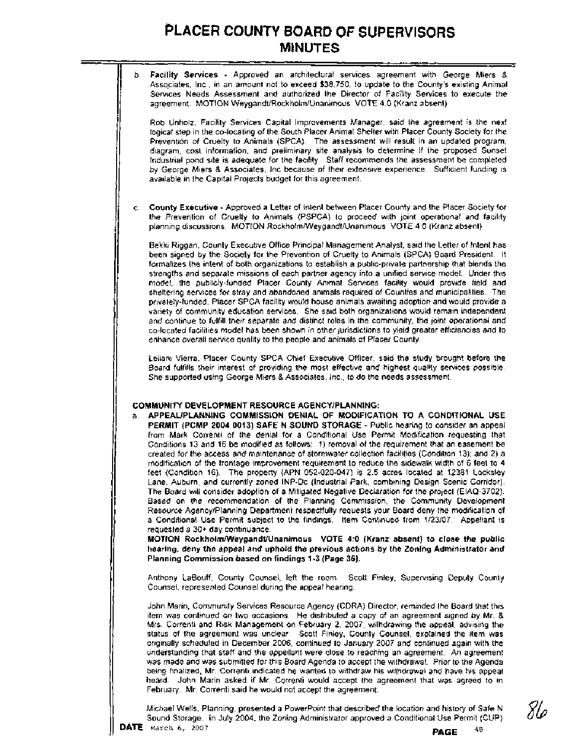b. **Facility Services** - Approved an architectural services agreement with George Miers & Associates, Inc., in an amount not to exceed $38,750, to update to the County's existing Animal Services Needs Assessment and authorized the Director of Facility Services to execute the agreement. MOTION Weygandt/Rockholm/Unanimous VOTE 4:0 (Kranz absent)

   Rob Unholz, Facility Services Capital Improvements Manager, said the agreement is the next logical step in the co-locating of the South Placer Animal Shelter with Placer County Society for the Prevention of Cruelty to Animals (SPCA). The assessment will result in an updated program, diagram, cost information, and preliminary site analysis to determine if the proposed Sunset Industrial pond site is adequate for the facility. Staff recommends the assessment be completed by George Miers & Associates, Inc because of their extensive experience. Sufficient funding is available in the Capital Projects budget for this agreement.

c. **County Executive** - Approved a Letter of Intent between Placer County and the Placer Society for the Prevention of Cruelty to Animals (PSPCA) to proceed with joint operational and facility planning discussions. MOTION Rockholm/Weygandt/Unanimous VOTE 4:0 (Kranz absent)

   Bekki Riggan, County Executive Office Principal Management Analyst, said the Letter of Intent has been signed by the Society for the Prevention of Cruelty to Animals (SPCA) Board President. It formalizes the intent of both organizations to establish a public-private partnership that blends the strengths and separate missions of each partner agency into a unified service model. Under this model, the publicly-funded Placer County Animal Services facility would provide field and sheltering services for stray and abandoned animals required of Counties and municipalities. The privately-funded, Placer SPCA facility would house animals awaiting adoption and would provide a variety of community education services. She said both organizations would remain independent and continue to fulfill their separate and distinct roles in the community, the joint operational and co-located facilities model has been shown in other jurisdictions to yield greater efficiencies and to enhance overall service quality to the people and animals of Placer County.

   Leilani Vierra, Placer County SPCA Chief Executive Officer, said the study brought before the Board fulfills their interest of providing the most effective and highest quality services possible. She supported using George Miers & Associates, Inc., to do the needs assessment.

**COMMUNITY DEVELOPMENT RESOURCE AGENCY/PLANNING:**

a. **APPEAL/PLANNING COMMISSION DENIAL OF MODIFICATION TO A CONDITIONAL USE PERMIT (PCMP 2004 0013) SAFE N SOUND STORAGE** - Public hearing to consider an appeal from Mark Correnti of the denial for a Conditional Use Permit Modification requesting that Conditions 13 and 16 be modified as follows: 1) removal of the requirement that an easement be created for the access and maintenance of stormwater collection facilities (Condition 13); and 2) a modification of the frontage improvement requirement to reduce the sidewalk width of 6 feet to 4 feet (Condition 16). The property (APN 052-020-047) is 2.5 acres located at 12381 Locksley Lane, Auburn, and currently zoned INP-Dc (Industrial Park, combining Design Scenic Corridor). The Board will consider adoption of a Mitigated Negative Declaration for the project (EIAQ-3702). Based on the recommendation of the Planning Commission, the Community Development Resource Agency/Planning Department respectfully requests your Board deny the modification of a Conditional Use Permit subject to the findings. Item Continued from 1/23/07. Appellant is requested a 30+ day continuance.
   **MOTION Rockholm/Weygandt/Unanimous VOTE 4:0 (Kranz absent) to close the public hearing, deny the appeal and uphold the previous actions by the Zoning Administrator and Planning Commission based on findings 1-3 (Page 36).**

   Anthony LaBouff, County Counsel, left the room. Scott Finley, Supervising Deputy County Counsel, represented Counsel during the appeal hearing.

   John Marin, Community Services Resource Agency (CDRA) Director, reminded the Board that this item was continued on two occasions. He distributed a copy of an agreement signed by Mr. & Mrs. Correnti and Risk Management on February 2, 2007, withdrawing the appeal, advising the status of the agreement was unclear. Scott Finley, County Counsel, explained the item was originally scheduled in December 2006, continued to January 2007 and continued again with the understanding that staff and the appellant were close to reaching an agreement. An agreement was made and was submitted for this Board Agenda to accept the withdrawal. Prior to the Agenda being finalized, Mr. Correnti indicated he wanted to withdraw his withdrawal and have his appeal heard. John Marin asked if Mr. Correnti would accept the agreement that was agreed to in February. Mr. Correnti said he would not accept the agreement.

   Michael Wells, Planning, presented a PowerPoint that described the location and history of Safe N Sound Storage. In July 2004, the Zoning Administrator approved a Conditional Use Permit (CUP)

**DATE** March 6, 2007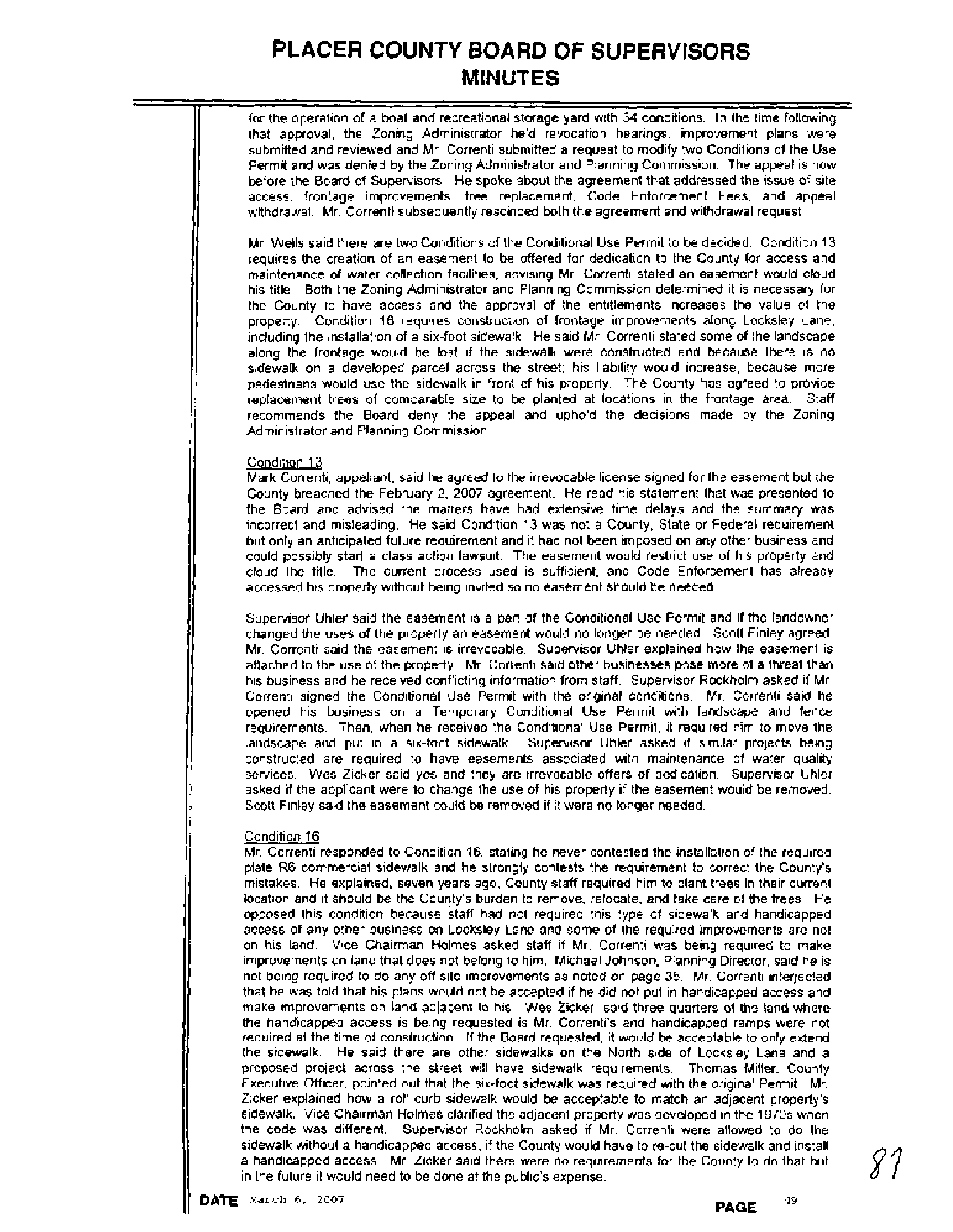for the operation of a boat and recreational storage yard with 34 conditions. In the time following that approval, the Zoning Administrator held revocation hearings, improvement plans were submitted and reviewed and Mr. Correnti submitted a request to modify two Conditions of the Use Permit and was denied by the Zoning Administrator and Planning Commission. The appeal is now before the Board of Supervisors. He spoke about the agreement that addressed the issue of site access, frontage improvements, tree replacement, Code Enforcement Fees, and appeal withdrawal. Mr. Correnti subsequently rescinded both the agreement and withdrawal request.

Mr. Wells said there are two Conditions of the Conditional Use Permit to be decided. Condition 13 requires the creation of an easement to be offered for dedication to the County for access and maintenance of water collection facilities, advising Mr. Correnti stated an easement would cloud his title. Both the Zoning Administrator and Planning Commission determined it is necessary for the County to have access and the approval of the entitlements increases the value of the property. Condition 16 requires construction of frontage improvements along Locksley Lane, including the installation of a six-foot sidewalk. He said Mr. Correnti stated some of the landscape along the frontage would be lost if the sidewalk were constructed and because there is no sidewalk on a developed parcel across the street; his liability would increase, because more pedestrians would use the sidewalk in front of his property. The County has agreed to provide replacement trees of comparable size to be planted at locations in the frontage area. Staff recommends the Board deny the appeal and uphold the decisions made by the Zoning Administrator and Planning Commission.

Condition 13
Mark Correnti, appellant, said he agreed to the irrevocable license signed for the easement but the County breached the February 2, 2007 agreement. He read his statement that was presented to the Board and advised the matters have had extensive time delays and the summary was incorrect and misleading. He said Condition 13 was not a County, State or Federal requirement but only an anticipated future requirement and it had not been imposed on any other business and could possibly start a class action lawsuit. The easement would restrict use of his property and cloud the title. The current process used is sufficient, and Code Enforcement has already accessed his property without being invited so no easement should be needed.

Supervisor Uhler said the easement is a part of the Conditional Use Permit and if the landowner changed the uses of the property an easement would no longer be needed. Scott Finley agreed. Mr. Correnti said the easement is irrevocable. Supervisor Uhler explained how the easement is attached to the use of the property. Mr. Correnti said other businesses pose more of a threat than his business and he received conflicting information from staff. Supervisor Rockholm asked if Mr. Correnti signed the Conditional Use Permit with the original conditions. Mr. Correnti said he opened his business on a Temporary Conditional Use Permit with landscape and fence requirements. Then, when he received the Conditional Use Permit, it required him to move the landscape and put in a six-foot sidewalk. Supervisor Uhler asked if similar projects being constructed are required to have easements associated with maintenance of water quality services. Wes Zicker said yes and they are irrevocable offers of dedication. Supervisor Uhler asked if the applicant were to change the use of his property if the easement would be removed. Scott Finley said the easement could be removed if it were no longer needed.

Condition 16
Mr. Correnti responded to Condition 16, stating he never contested the installation of the required plate R6 commercial sidewalk and he strongly contests the requirement to correct the County's mistakes. He explained, seven years ago, County staff required him to plant trees in their current location and it should be the County's burden to remove, relocate, and take care of the trees. He opposed this condition because staff had not required this type of sidewalk and handicapped access of any other business on Locksley Lane and some of the required improvements are not on his land. Vice Chairman Holmes asked staff if Mr. Correnti was being required to make improvements on land that does not belong to him. Michael Johnson, Planning Director, said he is not being required to do any off site improvements as noted on page 35. Mr. Correnti interjected that he was told that his plans would not be accepted if he did not put in handicapped access and make improvements on land adjacent to his. Wes Zicker, said three quarters of the land where the handicapped access is being requested is Mr. Correnti's and handicapped ramps were not required at the time of construction. If the Board requested, it would be acceptable to only extend the sidewalk. He said there are other sidewalks on the North side of Locksley Lane and a proposed project across the street will have sidewalk requirements. Thomas Miller, County Executive Officer, pointed out that the six-foot sidewalk was required with the original Permit. Mr. Zicker explained how a roll curb sidewalk would be acceptable to match an adjacent property's sidewalk. Vice Chairman Holmes clarified the adjacent property was developed in the 1970s when the code was different. Supervisor Rockholm asked if Mr. Correnti were allowed to do the sidewalk without a handicapped access, if the County would have to re-cut the sidewalk and install a handicapped access. Mr. Zicker said there were no requirements for the County to do that but in the future it would need to be done at the public's expense.

DATE March 6, 2007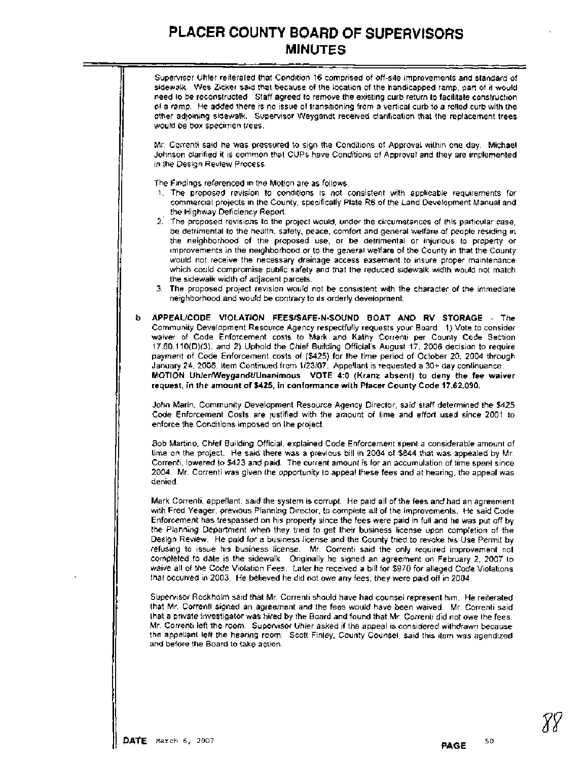Supervisor Uhler reiterated that Condition 16 comprised of off-site improvements and standard of sidewalk. Wes Zicker said that because of the location of the handicapped ramp, part of it would need to be reconstructed. Staff agreed to remove the existing curb return to facilitate construction of a ramp. He added there is no issue of transitioning from a vertical curb to a rolled curb with the other adjoining sidewalk. Supervisor Weygandt received clarification that the replacement trees would be box specimen trees.

Mr. Correnti said he was pressured to sign the Conditions of Approval within one day. Michael Johnson clarified it is common that CUPs have Conditions of Approval and they are implemented in the Design Review Process.

The Findings referenced in the Motion are as follows:

1. The proposed revision to conditions is not consistent with applicable requirements for commercial projects in the County, specifically Plate R6 of the Land Development Manual and the Highway Deficiency Report.
2. The proposed revisions to the project would, under the circumstances of this particular case, be detrimental to the health, safety, peace, comfort and general welfare of people residing in the neighborhood of the proposed use, or be detrimental or injurious to property or improvements in the neighborhood or to the general welfare of the County in that the County would not receive the necessary drainage access easement to insure proper maintenance which could compromise public safety and that the reduced sidewalk width would not match the sidewalk width of adjacent parcels.
3. The proposed project revision would not be consistent with the character of the immediate neighborhood and would be contrary to its orderly development.

b **APPEAL/CODE VIOLATION FEES/SAFE-N-SOUND BOAT AND RV STORAGE** - The Community Development Resource Agency respectfully requests your Board: 1) Vote to consider waiver of Code Enforcement costs to Mark and Kathy Correnti per County Code Section 17.60.110(D)(3), and 2) Uphold the Chief Building Official's August 17, 2006 decision to require payment of Code Enforcement costs of ($425) for the time period of October 20, 2004 through January 24, 2006. Item Continued from 1/23/07. Appellant is requested a 30+ day continuance.
**MOTION Uhler/Weygandt/Unanimous VOTE 4:0 (Kranz absent) to deny the fee waiver request, in the amount of $425, in conformance with Placer County Code 17.62.090.**

John Marin, Community Development Resource Agency Director, said staff determined the $425 Code Enforcement Costs are justified with the amount of time and effort used since 2001 to enforce the Conditions imposed on the project.

Bob Martino, Chief Building Official, explained Code Enforcement spent a considerable amount of time on the project. He said there was a previous bill in 2004 of $844 that was appealed by Mr. Correnti, lowered to $423 and paid. The current amount is for an accumulation of time spent since 2004. Mr. Correnti was given the opportunity to appeal these fees and at hearing, the appeal was denied.

Mark Correnti, appellant, said the system is corrupt. He paid all of the fees and had an agreement with Fred Yeager, previous Planning Director, to complete all of the improvements. He said Code Enforcement has trespassed on his property since the fees were paid in full and he was put off by the Planning Department when they tried to get their business license upon completion of the Design Review. He paid for a business license and the County tried to revoke his Use Permit by refusing to issue his business license. Mr. Correnti said the only required improvement not completed to date is the sidewalk. Originally he signed an agreement on February 2, 2007 to waive all of the Code Violation Fees. Later he received a bill for $970 for alleged Code Violations that occurred in 2003. He believed he did not owe any fees; they were paid off in 2004.

Supervisor Rockholm said that Mr. Correnti should have had counsel represent him. He reiterated that Mr. Correnti signed an agreement and the fees would have been waived. Mr. Correnti said that a private investigator was hired by the Board and found that Mr. Correnti did not owe the fees. Mr. Correnti left the room. Supervisor Uhler asked if the appeal is considered withdrawn because the appellant left the hearing room. Scott Finley, County Counsel, said this item was agendized and before the Board to take action.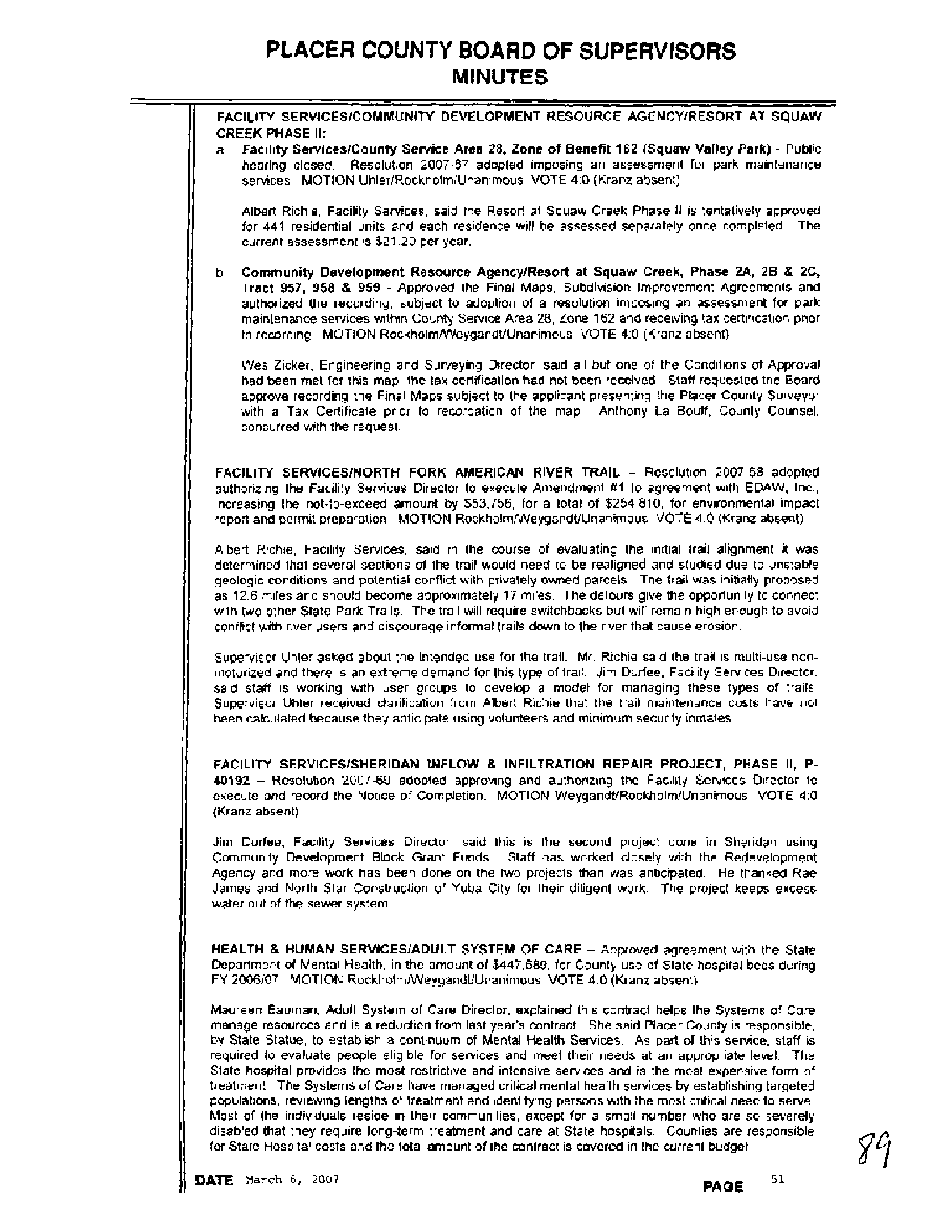# PLACER COUNTY BOARD OF SUPERVISORS
## MINUTES

**FACILITY SERVICES/COMMUNITY DEVELOPMENT RESOURCE AGENCY/RESORT AT SQUAW CREEK PHASE II:**

a. **Facility Services/County Service Area 28, Zone of Benefit 162 (Squaw Valley Park)** - Public hearing closed. Resolution 2007-67 adopted imposing an assessment for park maintenance services. MOTION Uhler/Rockholm/Unanimous VOTE 4:0 (Kranz absent)

Albert Richie, Facility Services, said the Resort at Squaw Creek Phase II is tentatively approved for 441 residential units and each residence will be assessed separately once completed. The current assessment is $21.20 per year.

b. **Community Development Resource Agency/Resort at Squaw Creek, Phase 2A, 2B & 2C, Tract 957, 958 & 959** - Approved the Final Maps, Subdivision Improvement Agreements and authorized the recording; subject to adoption of a resolution imposing an assessment for park maintenance services within County Service Area 28, Zone 162 and receiving tax certification prior to recording. MOTION Rockholm/Weygandt/Unanimous VOTE 4:0 (Kranz absent)

Wes Zicker, Engineering and Surveying Director, said all but one of the Conditions of Approval had been met for this map; the tax certification had not been received. Staff requested the Board approve recording the Final Maps subject to the applicant presenting the Placer County Surveyor with a Tax Certificate prior to recordation of the map. Anthony La Bouff, County Counsel, concurred with the request.

**FACILITY SERVICES/NORTH FORK AMERICAN RIVER TRAIL** – Resolution 2007-68 adopted authorizing the Facility Services Director to execute Amendment #1 to agreement with EDAW, Inc., increasing the not-to-exceed amount by $53,756, for a total of $254,810, for environmental impact report and permit preparation. MOTION Rockholm/Weygandt/Unanimous VOTE 4:0 (Kranz absent)

Albert Richie, Facility Services, said in the course of evaluating the initial trail alignment it was determined that several sections of the trail would need to be realigned and studied due to unstable geologic conditions and potential conflict with privately owned parcels. The trail was initially proposed as 12.6 miles and should become approximately 17 miles. The detours give the opportunity to connect with two other State Park Trails. The trail will require switchbacks but will remain high enough to avoid conflict with river users and discourage informal trails down to the river that cause erosion.

Supervisor Uhler asked about the intended use for the trail. Mr. Richie said the trail is multi-use non-motorized and there is an extreme demand for this type of trail. Jim Durfee, Facility Services Director, said staff is working with user groups to develop a model for managing these types of trails. Supervisor Uhler received clarification from Albert Richie that the trail maintenance costs have not been calculated because they anticipate using volunteers and minimum security inmates.

**FACILITY SERVICES/SHERIDAN INFLOW & INFILTRATION REPAIR PROJECT, PHASE II, P-40192** – Resolution 2007-69 adopted approving and authorizing the Facility Services Director to execute and record the Notice of Completion. MOTION Weygandt/Rockholm/Unanimous VOTE 4:0 (Kranz absent)

Jim Durfee, Facility Services Director, said this is the second project done in Sheridan using Community Development Block Grant Funds. Staff has worked closely with the Redevelopment Agency and more work has been done on the two projects than was anticipated. He thanked Rae James and North Star Construction of Yuba City for their diligent work. The project keeps excess water out of the sewer system.

**HEALTH & HUMAN SERVICES/ADULT SYSTEM OF CARE** – Approved agreement with the State Department of Mental Health, in the amount of $447,689, for County use of State hospital beds during FY 2006/07. MOTION Rockholm/Weygandt/Unanimous VOTE 4:0 (Kranz absent)

Maureen Bauman, Adult System of Care Director, explained this contract helps the Systems of Care manage resources and is a reduction from last year's contract. She said Placer County is responsible, by State Statue, to establish a continuum of Mental Health Services. As part of this service, staff is required to evaluate people eligible for services and meet their needs at an appropriate level. The State hospital provides the most restrictive and intensive services and is the most expensive form of treatment. The Systems of Care have managed critical mental health services by establishing targeted populations, reviewing lengths of treatment and identifying persons with the most critical need to serve. Most of the individuals reside in their communities, except for a small number who are so severely disabled that they require long-term treatment and care at State hospitals. Counties are responsible for State Hospital costs and the total amount of the contract is covered in the current budget.

**DATE** March 6, 2007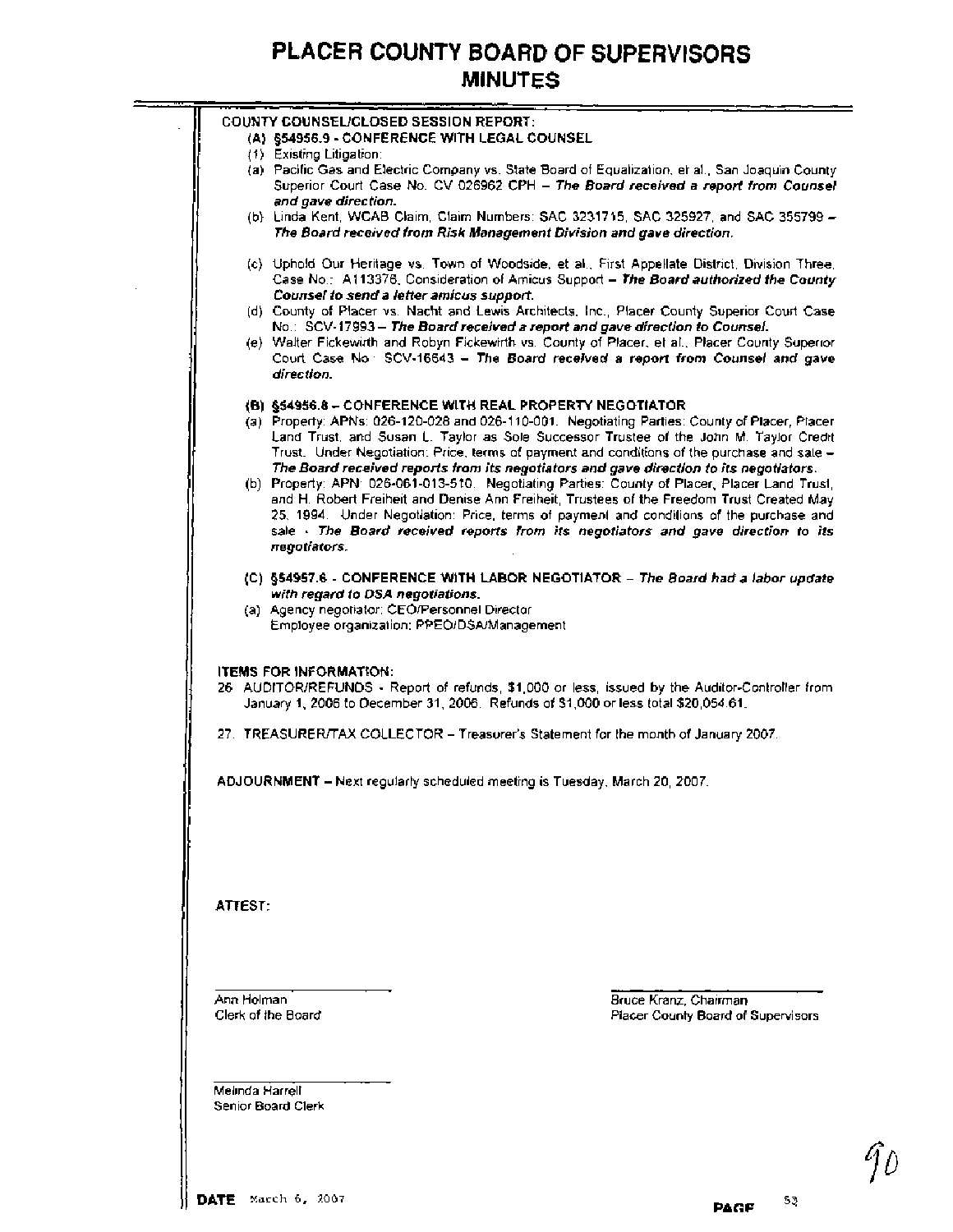**COUNTY COUNSEL/CLOSED SESSION REPORT:**

**(A) §54956.9 - CONFERENCE WITH LEGAL COUNSEL**

(1) Existing Litigation:

(a) Pacific Gas and Electric Company vs. State Board of Equalization, et al., San Joaquin County Superior Court Case No. CV 026962 CPH – ***The Board received a report from Counsel and gave direction.***

(b) Linda Kent, WCAB Claim, Claim Numbers: SAC 3231715, SAC 325927, and SAC 355799 – ***The Board received from Risk Management Division and gave direction.***

(c) Uphold Our Heritage vs. Town of Woodside, et al., First Appellate District, Division Three, Case No.: A113376, Consideration of Amicus Support – ***The Board authorized the County Counsel to send a letter amicus support.***

(d) County of Placer vs. Nacht and Lewis Architects, Inc., Placer County Superior Court Case No.: SCV-17993 – ***The Board received a report and gave direction to Counsel.***

(e) Walter Fickewirth and Robyn Fickewirth vs. County of Placer, et al., Placer County Superior Court Case No.: SCV-16643 – ***The Board received a report from Counsel and gave direction.***

**(B) §54956.8 – CONFERENCE WITH REAL PROPERTY NEGOTIATOR**

(a) Property: APNs: 026-120-028 and 026-110-001. Negotiating Parties: County of Placer, Placer Land Trust, and Susan L. Taylor as Sole Successor Trustee of the John M. Taylor Credit Trust. Under Negotiation: Price, terms of payment and conditions of the purchase and sale – ***The Board received reports from its negotiators and gave direction to its negotiators.***

(b) Property: APN: 026-061-013-510. Negotiating Parties: County of Placer, Placer Land Trust, and H. Robert Freiheit and Denise Ann Freiheit, Trustees of the Freedom Trust Created May 25, 1994. Under Negotiation: Price, terms of payment and conditions of the purchase and sale - ***The Board received reports from its negotiators and gave direction to its negotiators.***

**(C) §54957.6 - CONFERENCE WITH LABOR NEGOTIATOR** – ***The Board had a labor update with regard to DSA negotiations.***

(a) Agency negotiator: CEO/Personnel Director
Employee organization: PPEO/DSA/Management

**ITEMS FOR INFORMATION:**

26. AUDITOR/REFUNDS - Report of refunds, $1,000 or less, issued by the Auditor-Controller from January 1, 2006 to December 31, 2006. Refunds of $1,000 or less total $20,054.61.

27. TREASURER/TAX COLLECTOR – Treasurer's Statement for the month of January 2007.

**ADJOURNMENT** – Next regularly scheduled meeting is Tuesday, March 20, 2007.

**ATTEST:**

Ann Holman
Clerk of the Board

Bruce Kranz, Chairman
Placer County Board of Supervisors

Melinda Harrell
Senior Board Clerk

**DATE** March 6, 2007